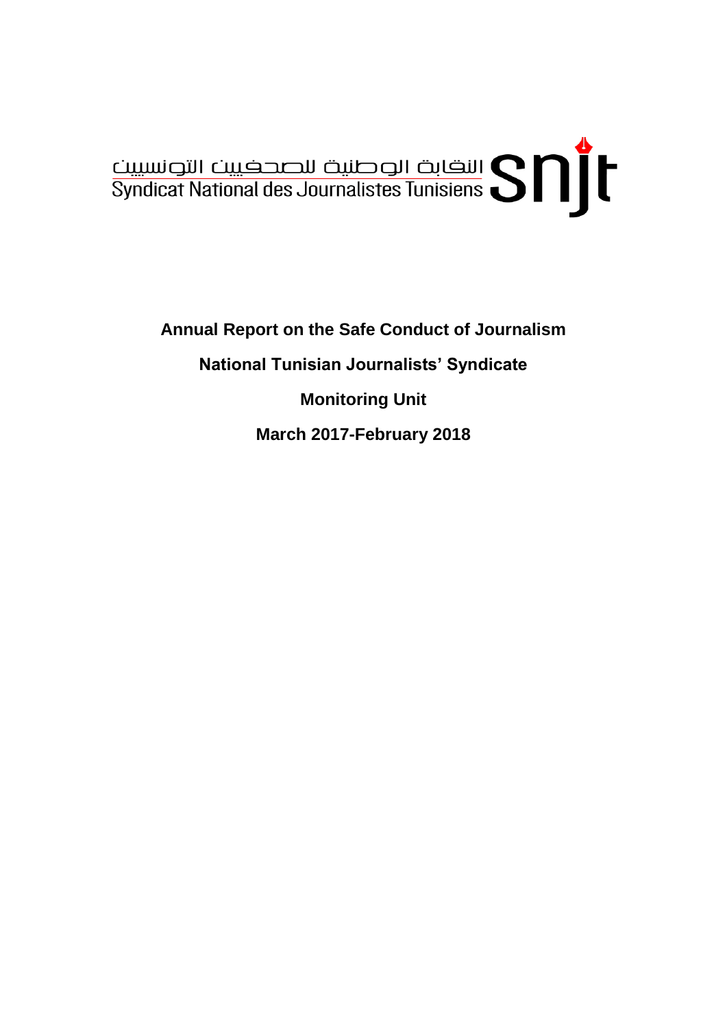النقابة الوطنية للصحفيين التونسيين
Syndicat National des Journalistes Tunisiens **snjt**

# Annual Report on the Safe Conduct of Journalism

## National Tunisian Journalists' Syndicate

## Monitoring Unit

## March 2017-February 2018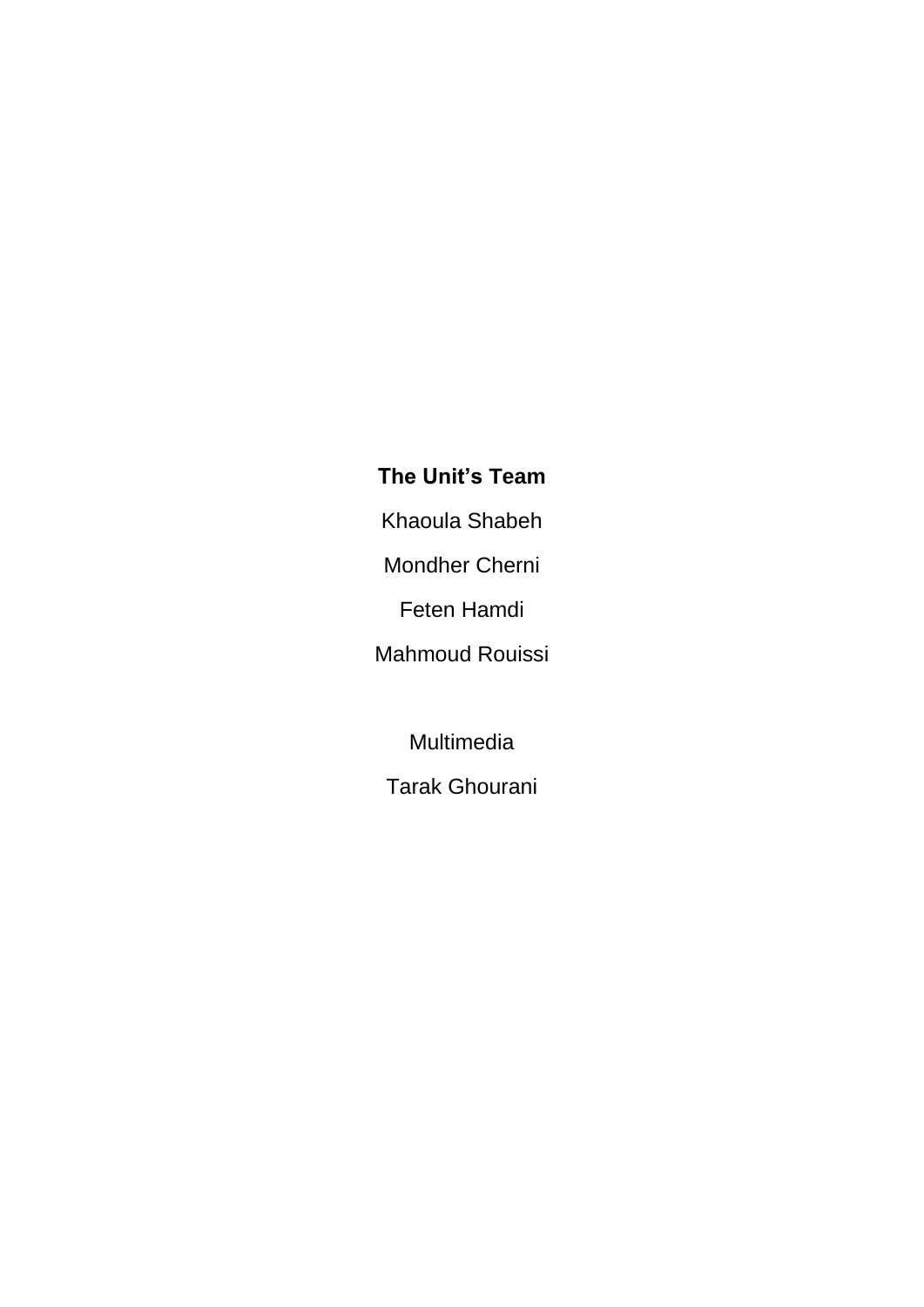**The Unit’s Team**

Khaoula Shabeh

Mondher Cherni

Feten Hamdi

Mahmoud Rouissi

Multimedia

Tarak Ghourani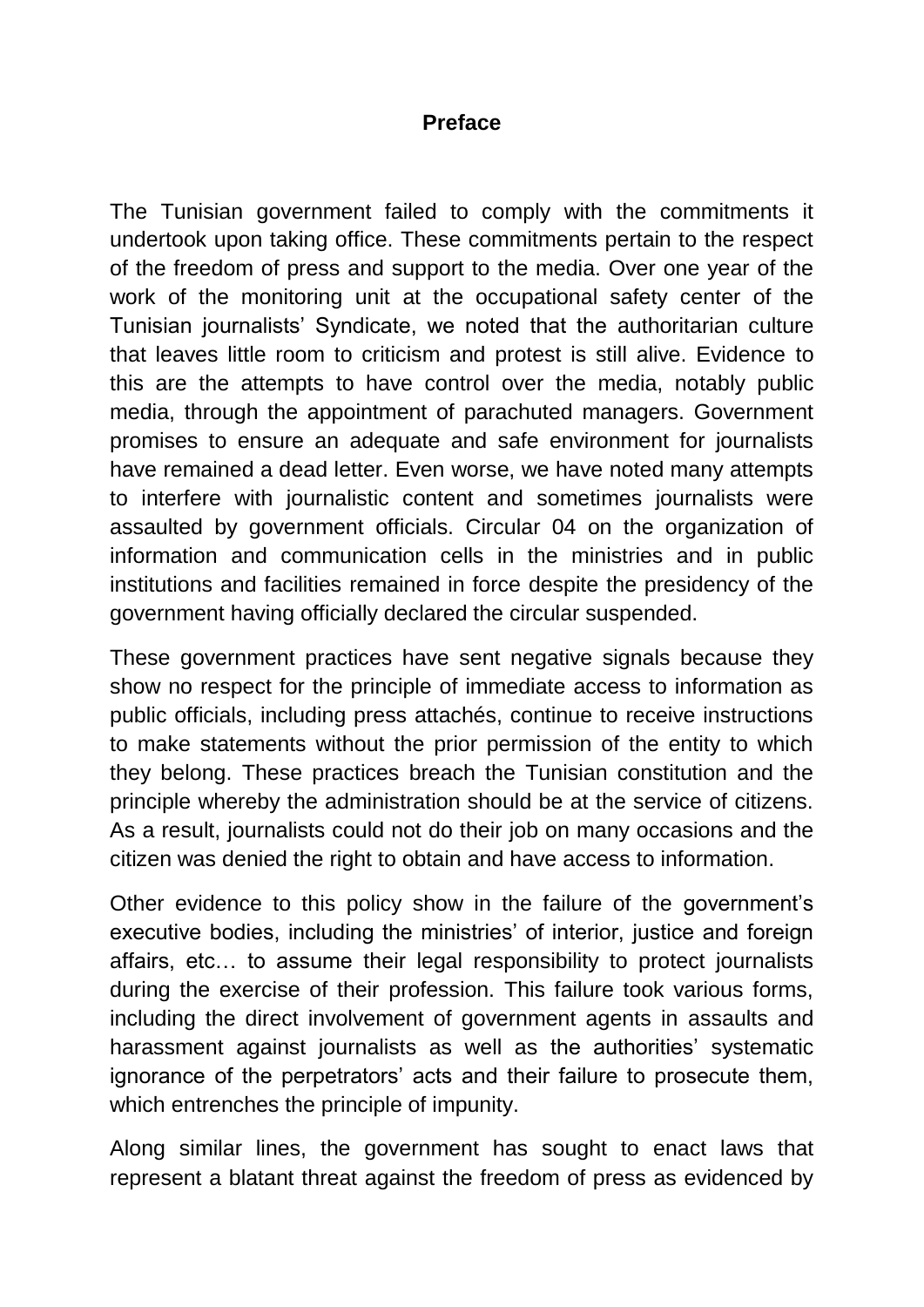## Preface

The Tunisian government failed to comply with the commitments it undertook upon taking office. These commitments pertain to the respect of the freedom of press and support to the media. Over one year of the work of the monitoring unit at the occupational safety center of the Tunisian journalists' Syndicate, we noted that the authoritarian culture that leaves little room to criticism and protest is still alive. Evidence to this are the attempts to have control over the media, notably public media, through the appointment of parachuted managers. Government promises to ensure an adequate and safe environment for journalists have remained a dead letter. Even worse, we have noted many attempts to interfere with journalistic content and sometimes journalists were assaulted by government officials. Circular 04 on the organization of information and communication cells in the ministries and in public institutions and facilities remained in force despite the presidency of the government having officially declared the circular suspended.

These government practices have sent negative signals because they show no respect for the principle of immediate access to information as public officials, including press attachés, continue to receive instructions to make statements without the prior permission of the entity to which they belong. These practices breach the Tunisian constitution and the principle whereby the administration should be at the service of citizens. As a result, journalists could not do their job on many occasions and the citizen was denied the right to obtain and have access to information.

Other evidence to this policy show in the failure of the government's executive bodies, including the ministries' of interior, justice and foreign affairs, etc… to assume their legal responsibility to protect journalists during the exercise of their profession. This failure took various forms, including the direct involvement of government agents in assaults and harassment against journalists as well as the authorities' systematic ignorance of the perpetrators' acts and their failure to prosecute them, which entrenches the principle of impunity.

Along similar lines, the government has sought to enact laws that represent a blatant threat against the freedom of press as evidenced by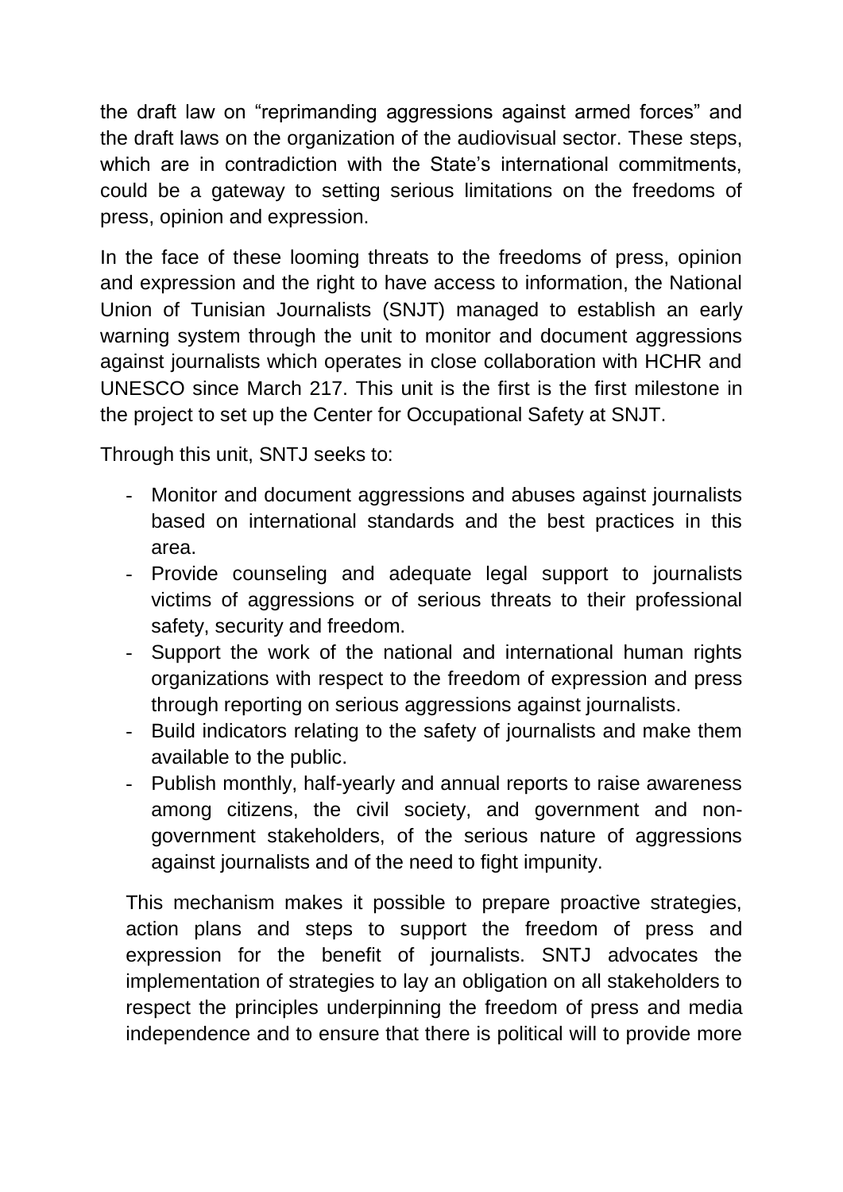the draft law on “reprimanding aggressions against armed forces” and the draft laws on the organization of the audiovisual sector. These steps, which are in contradiction with the State’s international commitments, could be a gateway to setting serious limitations on the freedoms of press, opinion and expression.

In the face of these looming threats to the freedoms of press, opinion and expression and the right to have access to information, the National Union of Tunisian Journalists (SNJT) managed to establish an early warning system through the unit to monitor and document aggressions against journalists which operates in close collaboration with HCHR and UNESCO since March 217. This unit is the first is the first milestone in the project to set up the Center for Occupational Safety at SNJT.

Through this unit, SNTJ seeks to:

- Monitor and document aggressions and abuses against journalists based on international standards and the best practices in this area.
- Provide counseling and adequate legal support to journalists victims of aggressions or of serious threats to their professional safety, security and freedom.
- Support the work of the national and international human rights organizations with respect to the freedom of expression and press through reporting on serious aggressions against journalists.
- Build indicators relating to the safety of journalists and make them available to the public.
- Publish monthly, half-yearly and annual reports to raise awareness among citizens, the civil society, and government and non-government stakeholders, of the serious nature of aggressions against journalists and of the need to fight impunity.

This mechanism makes it possible to prepare proactive strategies, action plans and steps to support the freedom of press and expression for the benefit of journalists. SNTJ advocates the implementation of strategies to lay an obligation on all stakeholders to respect the principles underpinning the freedom of press and media independence and to ensure that there is political will to provide more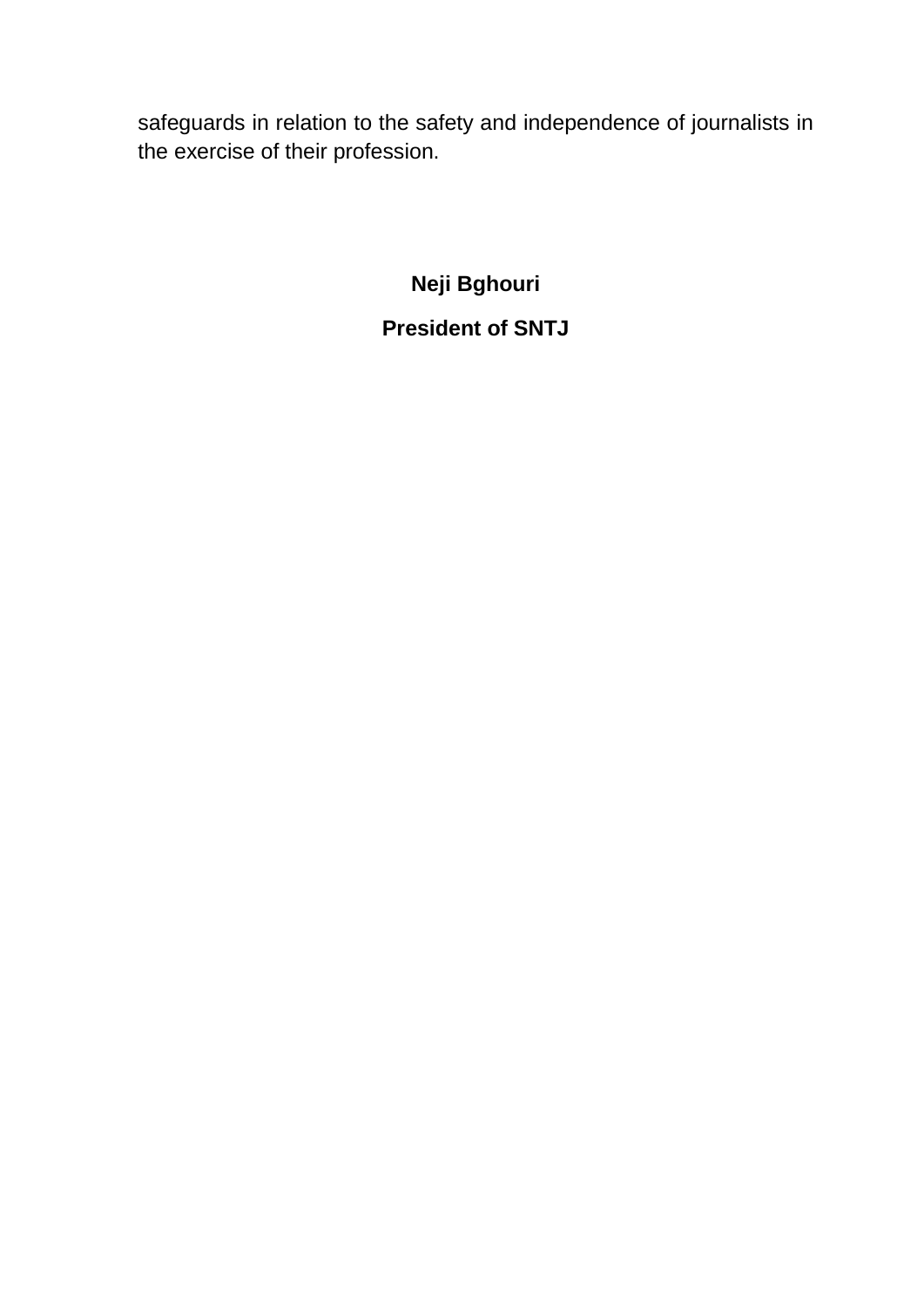safeguards in relation to the safety and independence of journalists in the exercise of their profession.

**Neji Bghouri**

**President of SNTJ**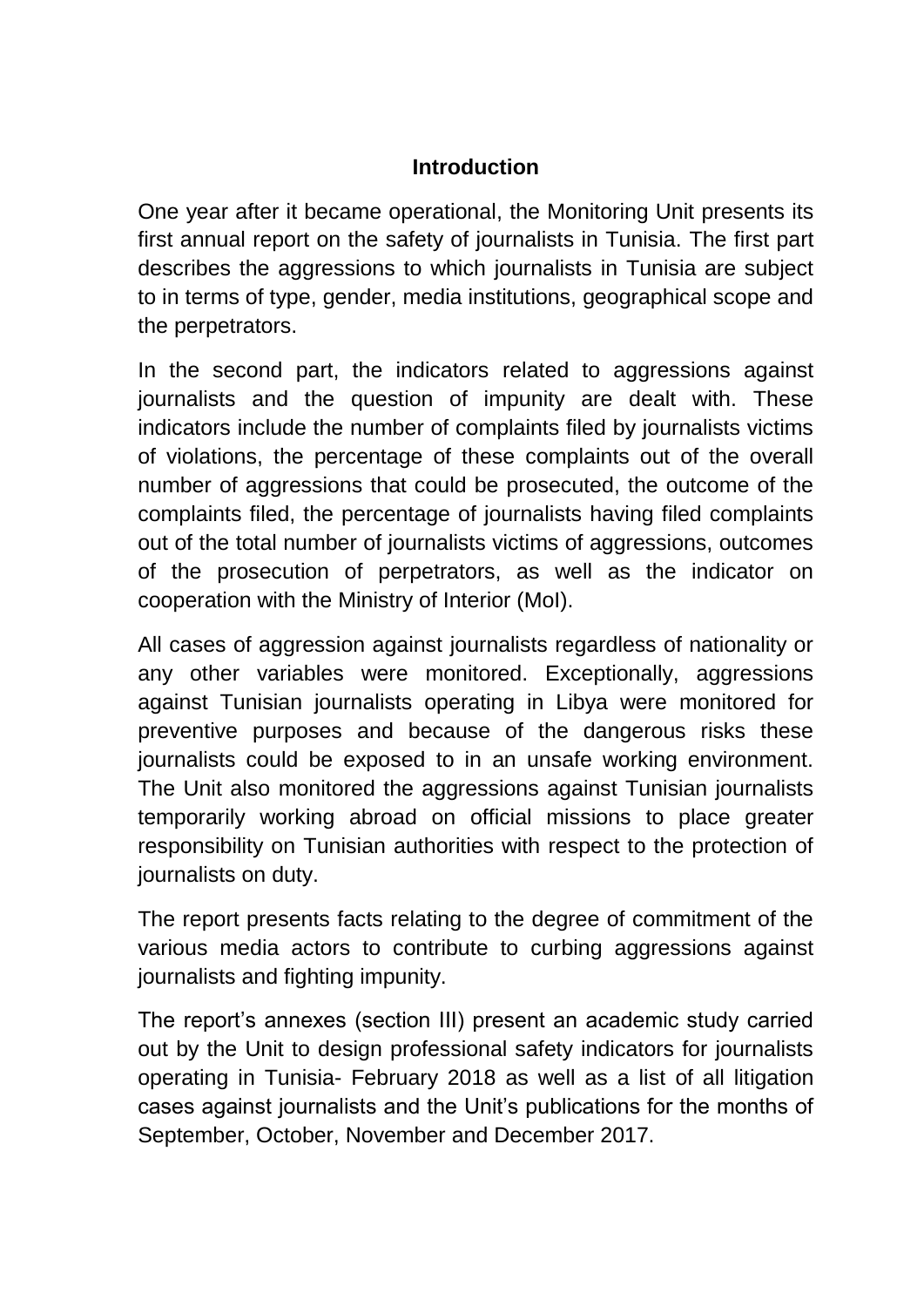## Introduction

One year after it became operational, the Monitoring Unit presents its first annual report on the safety of journalists in Tunisia. The first part describes the aggressions to which journalists in Tunisia are subject to in terms of type, gender, media institutions, geographical scope and the perpetrators.

In the second part, the indicators related to aggressions against journalists and the question of impunity are dealt with. These indicators include the number of complaints filed by journalists victims of violations, the percentage of these complaints out of the overall number of aggressions that could be prosecuted, the outcome of the complaints filed, the percentage of journalists having filed complaints out of the total number of journalists victims of aggressions, outcomes of the prosecution of perpetrators, as well as the indicator on cooperation with the Ministry of Interior (MoI).

All cases of aggression against journalists regardless of nationality or any other variables were monitored. Exceptionally, aggressions against Tunisian journalists operating in Libya were monitored for preventive purposes and because of the dangerous risks these journalists could be exposed to in an unsafe working environment. The Unit also monitored the aggressions against Tunisian journalists temporarily working abroad on official missions to place greater responsibility on Tunisian authorities with respect to the protection of journalists on duty.

The report presents facts relating to the degree of commitment of the various media actors to contribute to curbing aggressions against journalists and fighting impunity.

The report's annexes (section III) present an academic study carried out by the Unit to design professional safety indicators for journalists operating in Tunisia- February 2018 as well as a list of all litigation cases against journalists and the Unit's publications for the months of September, October, November and December 2017.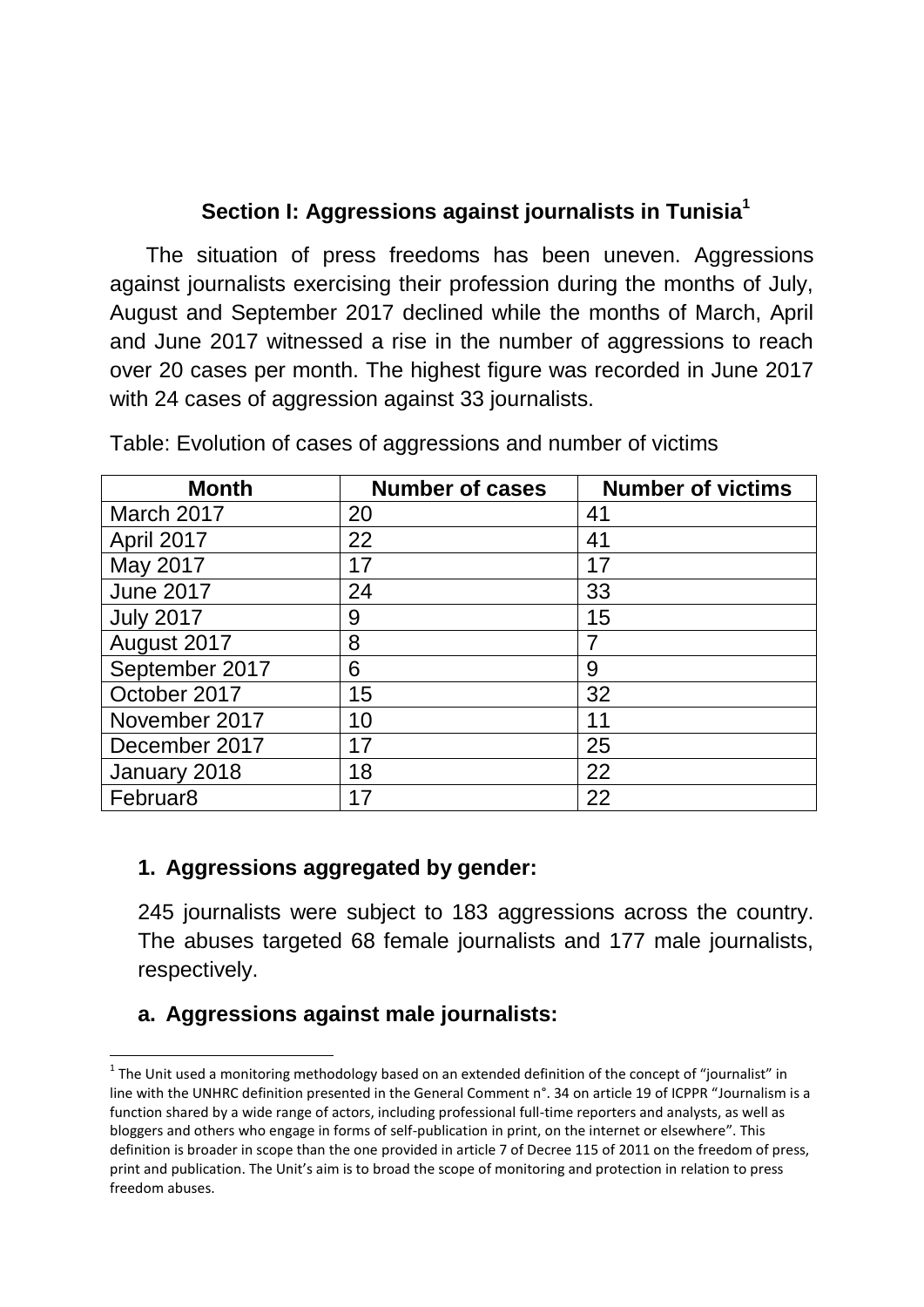## Section I: Aggressions against journalists in Tunisia[1]

The situation of press freedoms has been uneven. Aggressions against journalists exercising their profession during the months of July, August and September 2017 declined while the months of March, April and June 2017 witnessed a rise in the number of aggressions to reach over 20 cases per month. The highest figure was recorded in June 2017 with 24 cases of aggression against 33 journalists.

Table: Evolution of cases of aggressions and number of victims

| Month | Number of cases | Number of victims |
|---|---|---|
| March 2017 | 20 | 41 |
| April 2017 | 22 | 41 |
| May 2017 | 17 | 17 |
| June 2017 | 24 | 33 |
| July 2017 | 9 | 15 |
| August 2017 | 8 | 7 |
| September 2017 | 6 | 9 |
| October 2017 | 15 | 32 |
| November 2017 | 10 | 11 |
| December 2017 | 17 | 25 |
| January 2018 | 18 | 22 |
| Februar8 | 17 | 22 |

### 1. Aggressions aggregated by gender:

245 journalists were subject to 183 aggressions across the country. The abuses targeted 68 female journalists and 177 male journalists, respectively.

#### a. Aggressions against male journalists:

[1] The Unit used a monitoring methodology based on an extended definition of the concept of "journalist" in line with the UNHRC definition presented in the General Comment n°. 34 on article 19 of ICPPR "Journalism is a function shared by a wide range of actors, including professional full-time reporters and analysts, as well as bloggers and others who engage in forms of self-publication in print, on the internet or elsewhere". This definition is broader in scope than the one provided in article 7 of Decree 115 of 2011 on the freedom of press, print and publication. The Unit's aim is to broad the scope of monitoring and protection in relation to press freedom abuses.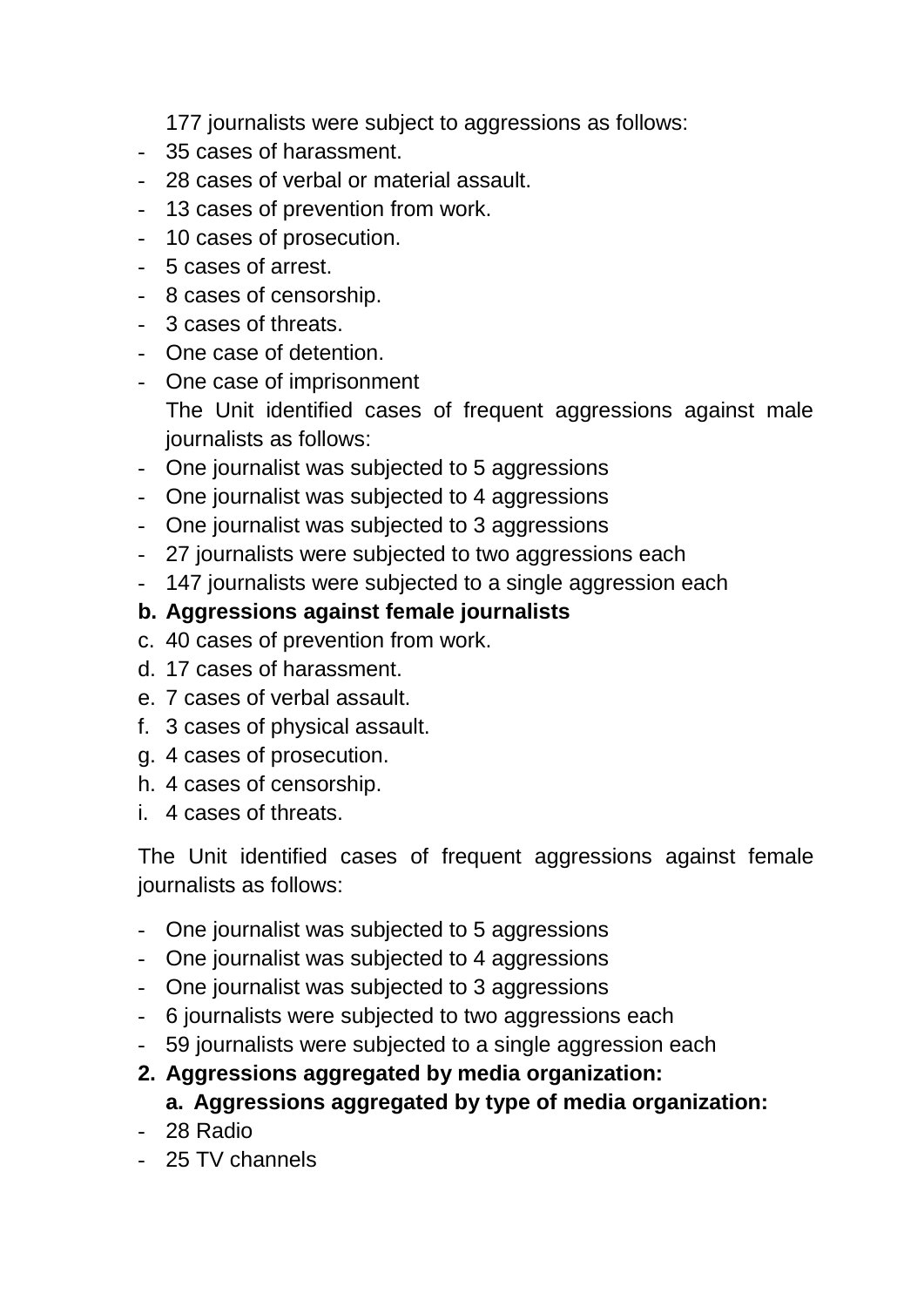177 journalists were subject to aggressions as follows:

- 35 cases of harassment.
- 28 cases of verbal or material assault.
- 13 cases of prevention from work.
- 10 cases of prosecution.
- 5 cases of arrest.
- 8 cases of censorship.
- 3 cases of threats.
- One case of detention.
- One case of imprisonment

The Unit identified cases of frequent aggressions against male journalists as follows:

- One journalist was subjected to 5 aggressions
- One journalist was subjected to 4 aggressions
- One journalist was subjected to 3 aggressions
- 27 journalists were subjected to two aggressions each
- 147 journalists were subjected to a single aggression each

**b. Aggressions against female journalists**

c. 40 cases of prevention from work.
d. 17 cases of harassment.
e. 7 cases of verbal assault.
f. 3 cases of physical assault.
g. 4 cases of prosecution.
h. 4 cases of censorship.
i. 4 cases of threats.

The Unit identified cases of frequent aggressions against female journalists as follows:

- One journalist was subjected to 5 aggressions
- One journalist was subjected to 4 aggressions
- One journalist was subjected to 3 aggressions
- 6 journalists were subjected to two aggressions each
- 59 journalists were subjected to a single aggression each

**2. Aggressions aggregated by media organization:**

**a. Aggressions aggregated by type of media organization:**

- 28 Radio
- 25 TV channels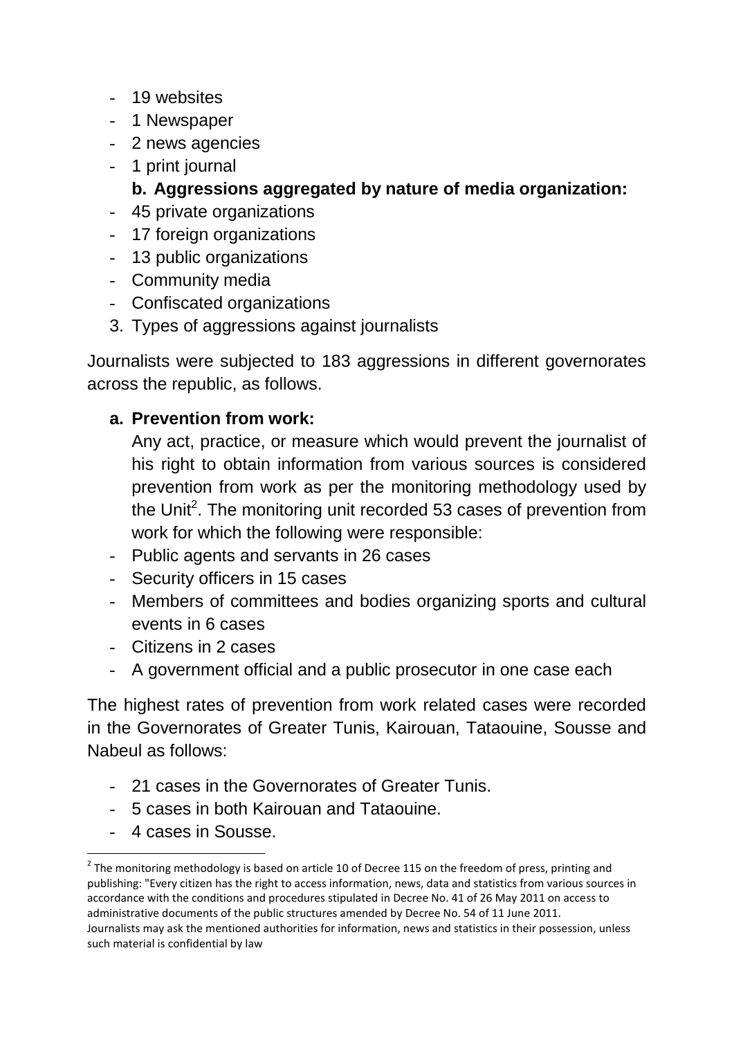- 19 websites
- 1 Newspaper
- 2 news agencies
- 1 print journal

**b. Aggressions aggregated by nature of media organization:**

- 45 private organizations
- 17 foreign organizations
- 13 public organizations
- Community media
- Confiscated organizations

3. Types of aggressions against journalists

Journalists were subjected to 183 aggressions in different governorates across the republic, as follows.

**a. Prevention from work:**

Any act, practice, or measure which would prevent the journalist of his right to obtain information from various sources is considered prevention from work as per the monitoring methodology used by the Unit[2]. The monitoring unit recorded 53 cases of prevention from work for which the following were responsible:

- Public agents and servants in 26 cases
- Security officers in 15 cases
- Members of committees and bodies organizing sports and cultural events in 6 cases
- Citizens in 2 cases
- A government official and a public prosecutor in one case each

The highest rates of prevention from work related cases were recorded in the Governorates of Greater Tunis, Kairouan, Tataouine, Sousse and Nabeul as follows:

- 21 cases in the Governorates of Greater Tunis.
- 5 cases in both Kairouan and Tataouine.
- 4 cases in Sousse.

[2] The monitoring methodology is based on article 10 of Decree 115 on the freedom of press, printing and publishing: "Every citizen has the right to access information, news, data and statistics from various sources in accordance with the conditions and procedures stipulated in Decree No. 41 of 26 May 2011 on access to administrative documents of the public structures amended by Decree No. 54 of 11 June 2011.
Journalists may ask the mentioned authorities for information, news and statistics in their possession, unless such material is confidential by law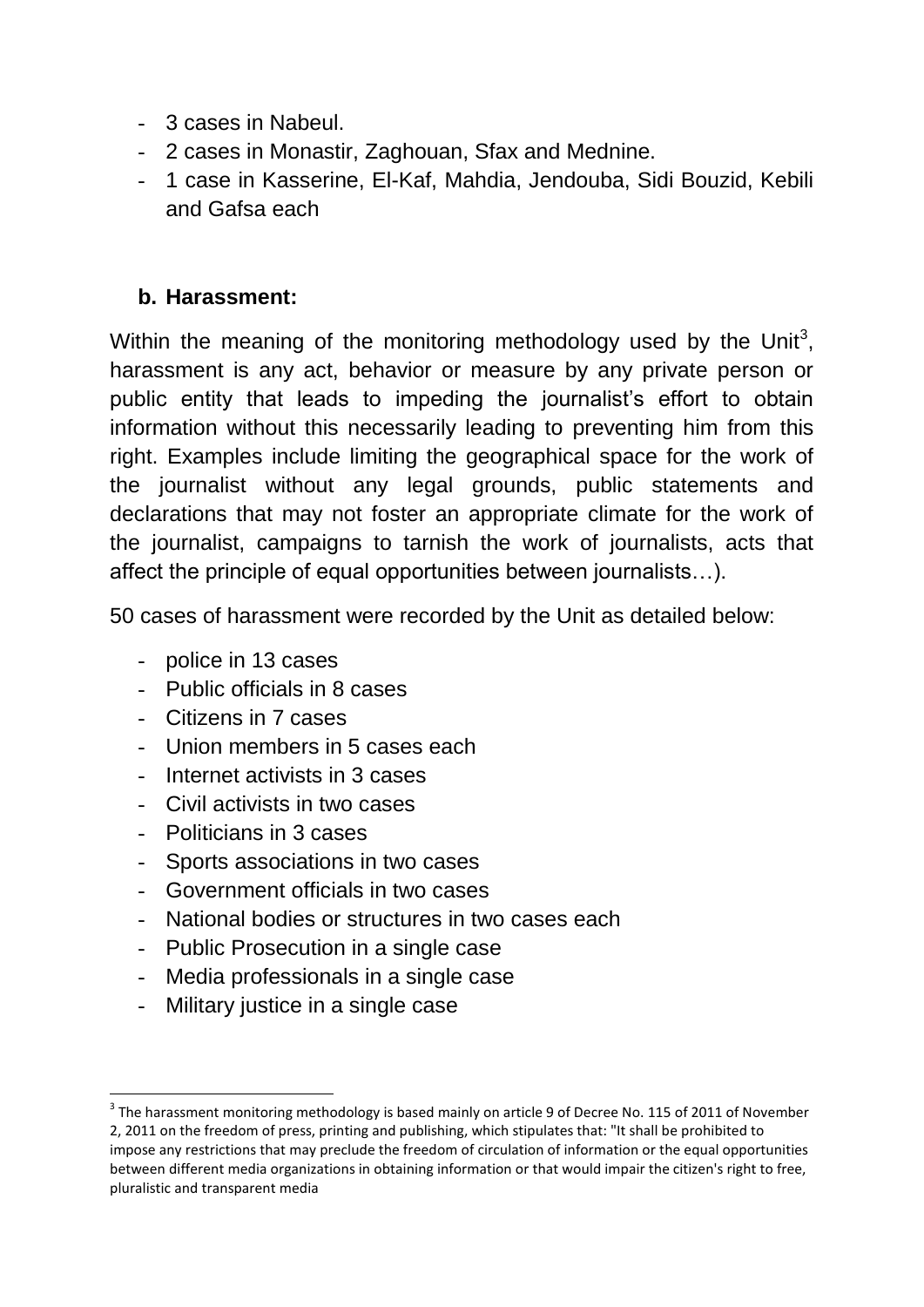- 3 cases in Nabeul.
- 2 cases in Monastir, Zaghouan, Sfax and Mednine.
- 1 case in Kasserine, El-Kaf, Mahdia, Jendouba, Sidi Bouzid, Kebili and Gafsa each

### b. Harassment:

Within the meaning of the monitoring methodology used by the Unit[3], harassment is any act, behavior or measure by any private person or public entity that leads to impeding the journalist's effort to obtain information without this necessarily leading to preventing him from this right. Examples include limiting the geographical space for the work of the journalist without any legal grounds, public statements and declarations that may not foster an appropriate climate for the work of the journalist, campaigns to tarnish the work of journalists, acts that affect the principle of equal opportunities between journalists…).

50 cases of harassment were recorded by the Unit as detailed below:

- police in 13 cases
- Public officials in 8 cases
- Citizens in 7 cases
- Union members in 5 cases each
- Internet activists in 3 cases
- Civil activists in two cases
- Politicians in 3 cases
- Sports associations in two cases
- Government officials in two cases
- National bodies or structures in two cases each
- Public Prosecution in a single case
- Media professionals in a single case
- Military justice in a single case

[3] The harassment monitoring methodology is based mainly on article 9 of Decree No. 115 of 2011 of November 2, 2011 on the freedom of press, printing and publishing, which stipulates that: "It shall be prohibited to impose any restrictions that may preclude the freedom of circulation of information or the equal opportunities between different media organizations in obtaining information or that would impair the citizen's right to free, pluralistic and transparent media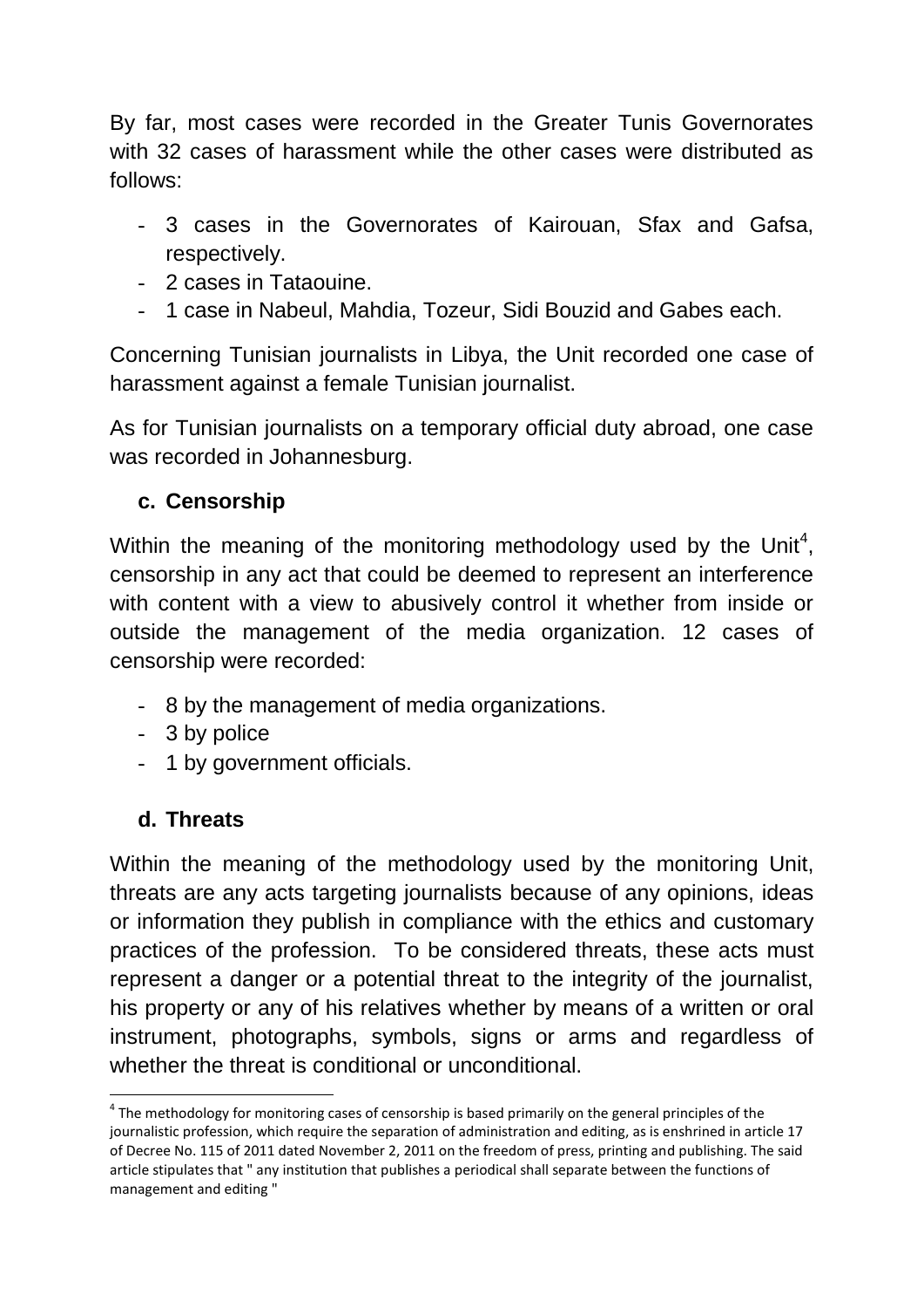By far, most cases were recorded in the Greater Tunis Governorates with 32 cases of harassment while the other cases were distributed as follows:

- 3 cases in the Governorates of Kairouan, Sfax and Gafsa, respectively.
- 2 cases in Tataouine.
- 1 case in Nabeul, Mahdia, Tozeur, Sidi Bouzid and Gabes each.

Concerning Tunisian journalists in Libya, the Unit recorded one case of harassment against a female Tunisian journalist.

As for Tunisian journalists on a temporary official duty abroad, one case was recorded in Johannesburg.

### c. Censorship

Within the meaning of the monitoring methodology used by the Unit[4], censorship in any act that could be deemed to represent an interference with content with a view to abusively control it whether from inside or outside the management of the media organization. 12 cases of censorship were recorded:

- 8 by the management of media organizations.
- 3 by police
- 1 by government officials.

### d. Threats

Within the meaning of the methodology used by the monitoring Unit, threats are any acts targeting journalists because of any opinions, ideas or information they publish in compliance with the ethics and customary practices of the profession. To be considered threats, these acts must represent a danger or a potential threat to the integrity of the journalist, his property or any of his relatives whether by means of a written or oral instrument, photographs, symbols, signs or arms and regardless of whether the threat is conditional or unconditional.

---

[4] The methodology for monitoring cases of censorship is based primarily on the general principles of the journalistic profession, which require the separation of administration and editing, as is enshrined in article 17 of Decree No. 115 of 2011 dated November 2, 2011 on the freedom of press, printing and publishing. The said article stipulates that " any institution that publishes a periodical shall separate between the functions of management and editing "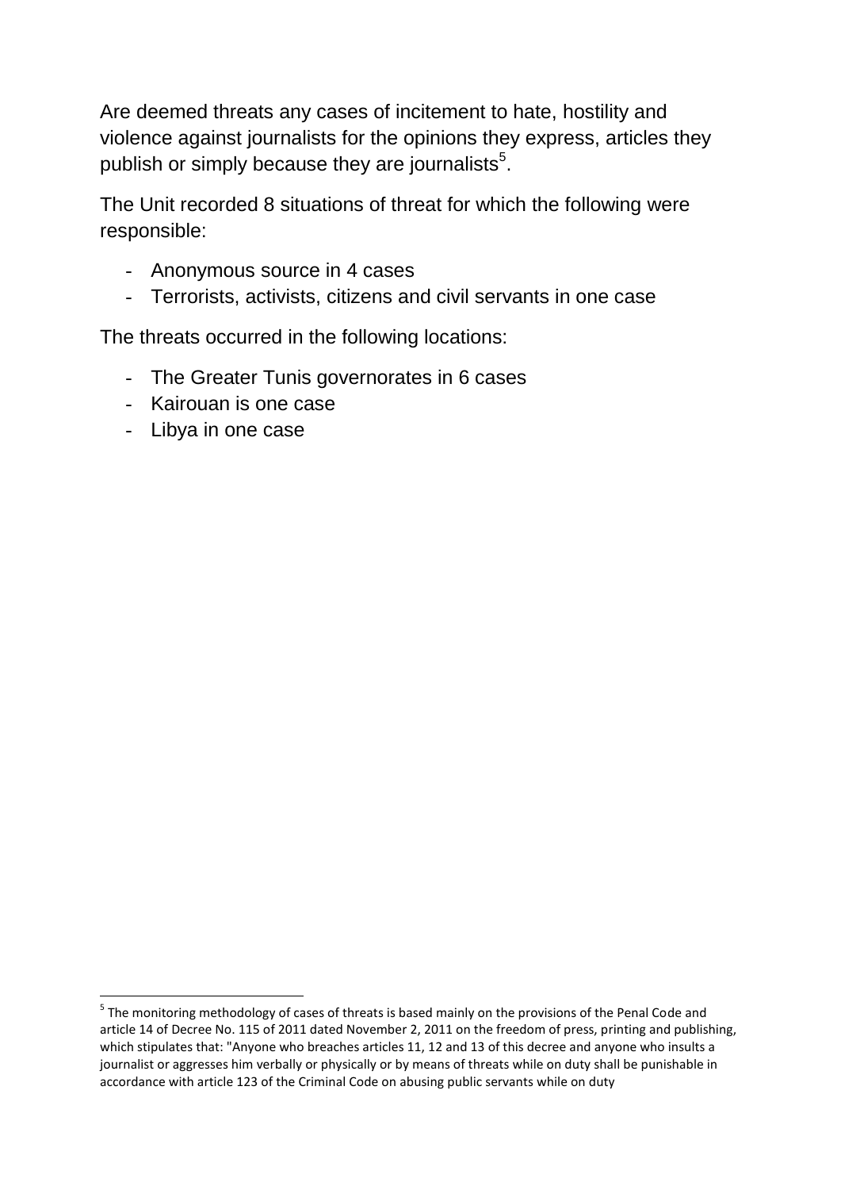Are deemed threats any cases of incitement to hate, hostility and violence against journalists for the opinions they express, articles they publish or simply because they are journalists[5].

The Unit recorded 8 situations of threat for which the following were responsible:

- Anonymous source in 4 cases
- Terrorists, activists, citizens and civil servants in one case

The threats occurred in the following locations:

- The Greater Tunis governorates in 6 cases
- Kairouan is one case
- Libya in one case

[5] The monitoring methodology of cases of threats is based mainly on the provisions of the Penal Code and article 14 of Decree No. 115 of 2011 dated November 2, 2011 on the freedom of press, printing and publishing, which stipulates that: "Anyone who breaches articles 11, 12 and 13 of this decree and anyone who insults a journalist or aggresses him verbally or physically or by means of threats while on duty shall be punishable in accordance with article 123 of the Criminal Code on abusing public servants while on duty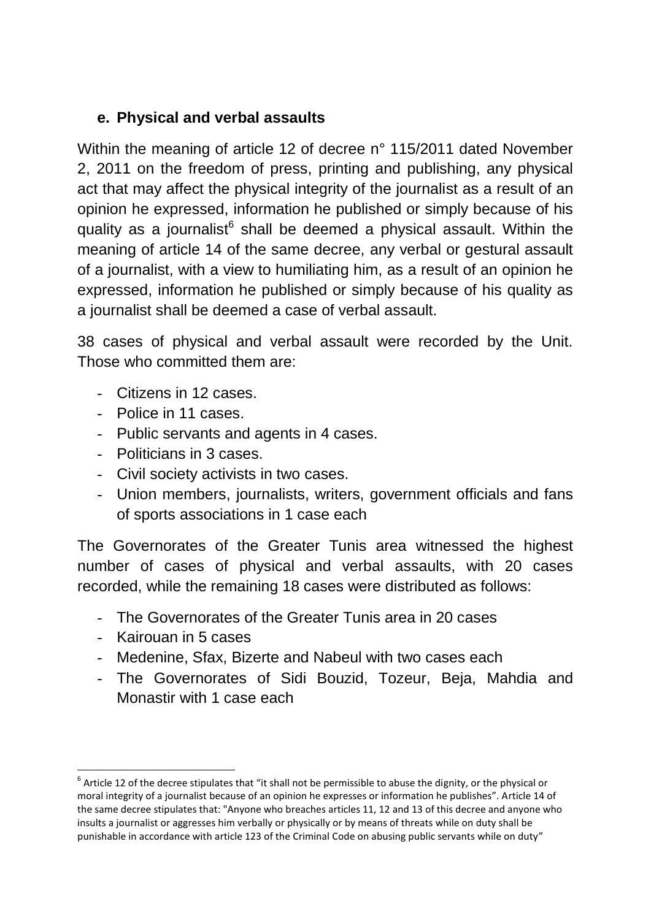#### e. Physical and verbal assaults

Within the meaning of article 12 of decree n° 115/2011 dated November 2, 2011 on the freedom of press, printing and publishing, any physical act that may affect the physical integrity of the journalist as a result of an opinion he expressed, information he published or simply because of his quality as a journalist[6] shall be deemed a physical assault. Within the meaning of article 14 of the same decree, any verbal or gestural assault of a journalist, with a view to humiliating him, as a result of an opinion he expressed, information he published or simply because of his quality as a journalist shall be deemed a case of verbal assault.

38 cases of physical and verbal assault were recorded by the Unit. Those who committed them are:

- Citizens in 12 cases.
- Police in 11 cases.
- Public servants and agents in 4 cases.
- Politicians in 3 cases.
- Civil society activists in two cases.
- Union members, journalists, writers, government officials and fans of sports associations in 1 case each

The Governorates of the Greater Tunis area witnessed the highest number of cases of physical and verbal assaults, with 20 cases recorded, while the remaining 18 cases were distributed as follows:

- The Governorates of the Greater Tunis area in 20 cases
- Kairouan in 5 cases
- Medenine, Sfax, Bizerte and Nabeul with two cases each
- The Governorates of Sidi Bouzid, Tozeur, Beja, Mahdia and Monastir with 1 case each

[6] Article 12 of the decree stipulates that "it shall not be permissible to abuse the dignity, or the physical or moral integrity of a journalist because of an opinion he expresses or information he publishes". Article 14 of the same decree stipulates that: "Anyone who breaches articles 11, 12 and 13 of this decree and anyone who insults a journalist or aggresses him verbally or physically or by means of threats while on duty shall be punishable in accordance with article 123 of the Criminal Code on abusing public servants while on duty"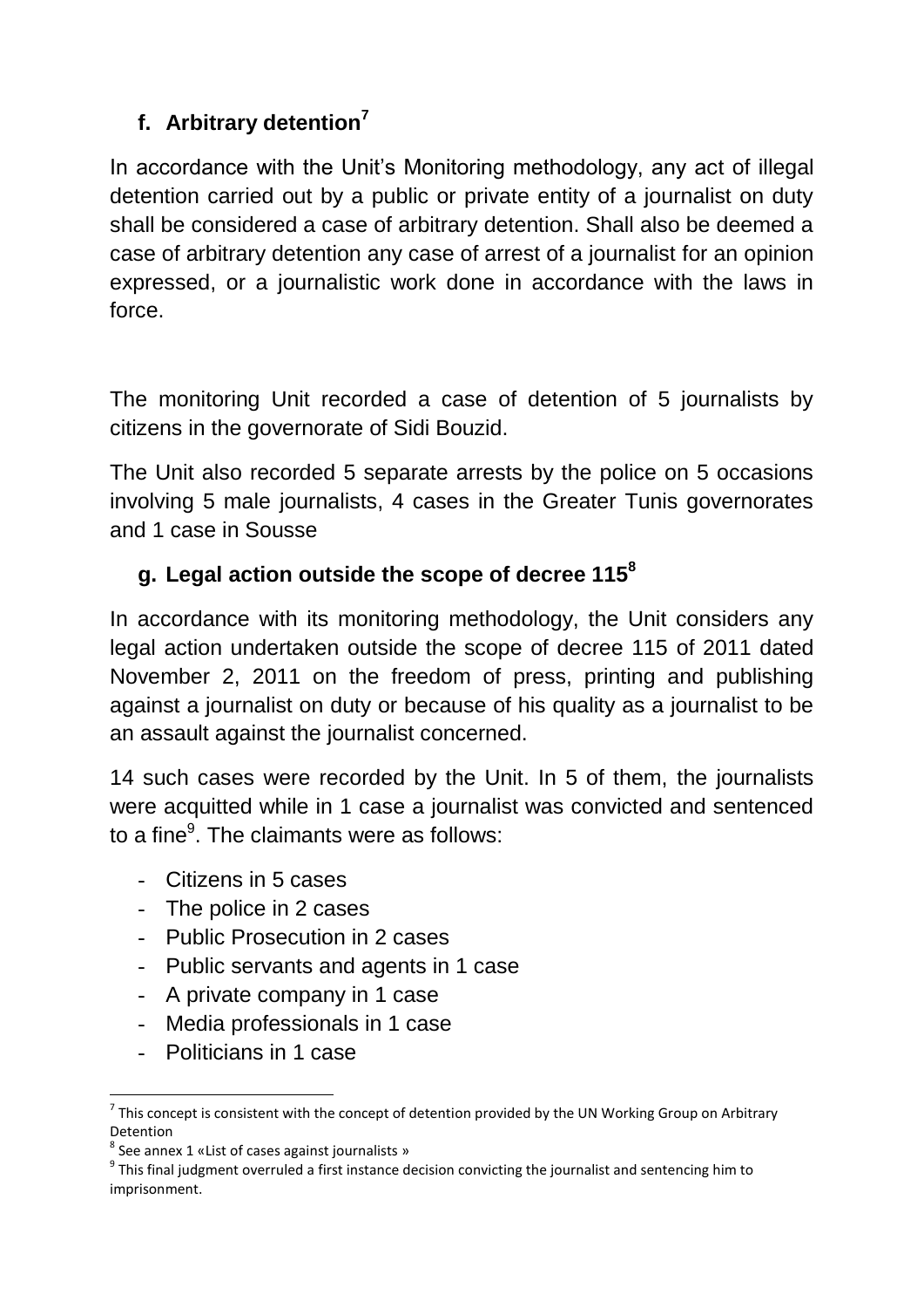### f. Arbitrary detention[7]

In accordance with the Unit's Monitoring methodology, any act of illegal detention carried out by a public or private entity of a journalist on duty shall be considered a case of arbitrary detention. Shall also be deemed a case of arbitrary detention any case of arrest of a journalist for an opinion expressed, or a journalistic work done in accordance with the laws in force.

The monitoring Unit recorded a case of detention of 5 journalists by citizens in the governorate of Sidi Bouzid.

The Unit also recorded 5 separate arrests by the police on 5 occasions involving 5 male journalists, 4 cases in the Greater Tunis governorates and 1 case in Sousse

### g. Legal action outside the scope of decree 115[8]

In accordance with its monitoring methodology, the Unit considers any legal action undertaken outside the scope of decree 115 of 2011 dated November 2, 2011 on the freedom of press, printing and publishing against a journalist on duty or because of his quality as a journalist to be an assault against the journalist concerned.

14 such cases were recorded by the Unit. In 5 of them, the journalists were acquitted while in 1 case a journalist was convicted and sentenced to a fine[9]. The claimants were as follows:

- Citizens in 5 cases
- The police in 2 cases
- Public Prosecution in 2 cases
- Public servants and agents in 1 case
- A private company in 1 case
- Media professionals in 1 case
- Politicians in 1 case

---

[7] This concept is consistent with the concept of detention provided by the UN Working Group on Arbitrary Detention

[8] See annex 1 «List of cases against journalists »

[9] This final judgment overruled a first instance decision convicting the journalist and sentencing him to imprisonment.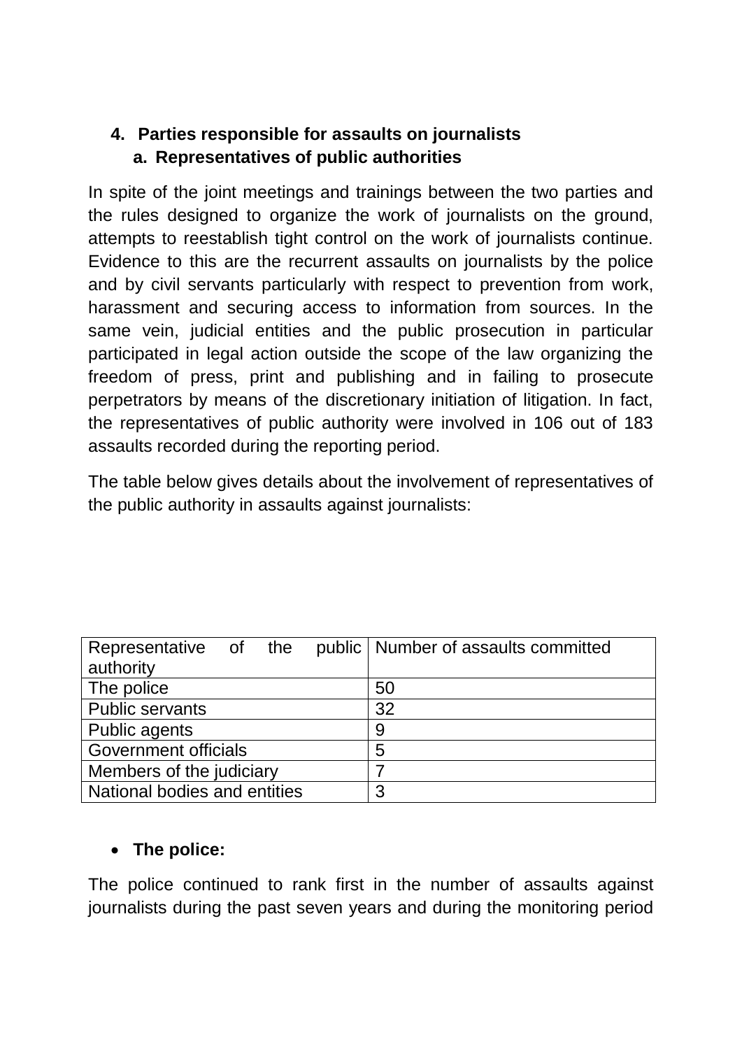## 4. Parties responsible for assaults on journalists

### a. Representatives of public authorities

In spite of the joint meetings and trainings between the two parties and the rules designed to organize the work of journalists on the ground, attempts to reestablish tight control on the work of journalists continue. Evidence to this are the recurrent assaults on journalists by the police and by civil servants particularly with respect to prevention from work, harassment and securing access to information from sources. In the same vein, judicial entities and the public prosecution in particular participated in legal action outside the scope of the law organizing the freedom of press, print and publishing and in failing to prosecute perpetrators by means of the discretionary initiation of litigation. In fact, the representatives of public authority were involved in 106 out of 183 assaults recorded during the reporting period.

The table below gives details about the involvement of representatives of the public authority in assaults against journalists:

| Representative of the public authority | Number of assaults committed |
|---|---|
| The police | 50 |
| Public servants | 32 |
| Public agents | 9 |
| Government officials | 5 |
| Members of the judiciary | 7 |
| National bodies and entities | 3 |

- **The police:**

The police continued to rank first in the number of assaults against journalists during the past seven years and during the monitoring period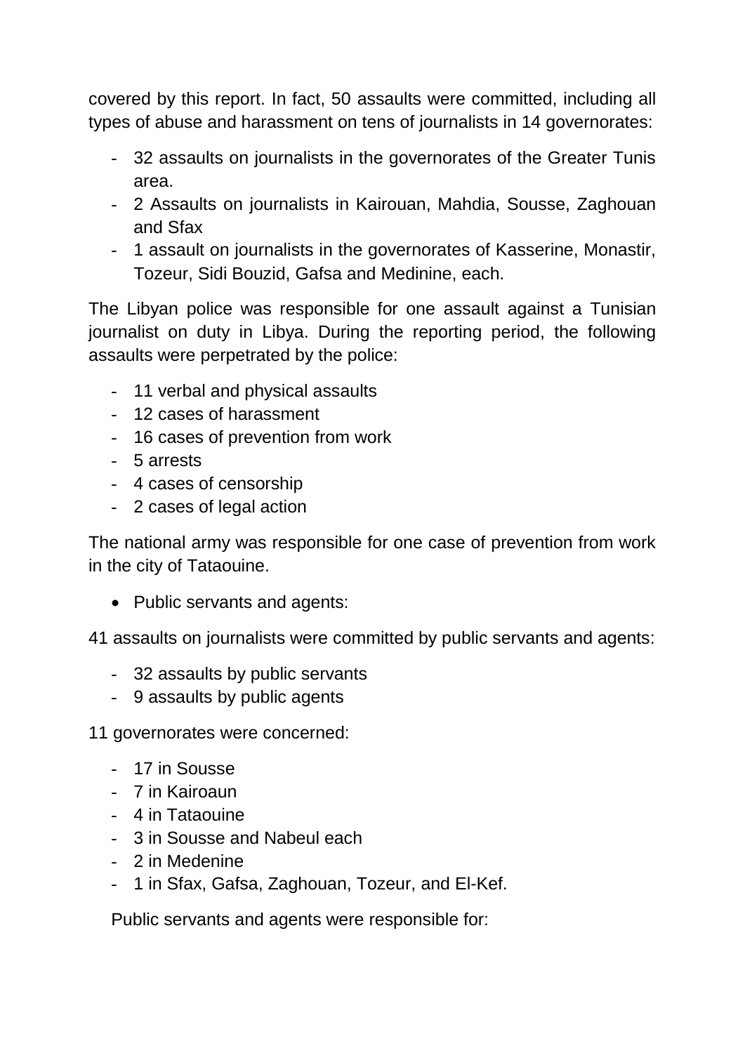covered by this report. In fact, 50 assaults were committed, including all types of abuse and harassment on tens of journalists in 14 governorates:

- 32 assaults on journalists in the governorates of the Greater Tunis area.
- 2 Assaults on journalists in Kairouan, Mahdia, Sousse, Zaghouan and Sfax
- 1 assault on journalists in the governorates of Kasserine, Monastir, Tozeur, Sidi Bouzid, Gafsa and Medinine, each.

The Libyan police was responsible for one assault against a Tunisian journalist on duty in Libya. During the reporting period, the following assaults were perpetrated by the police:

- 11 verbal and physical assaults
- 12 cases of harassment
- 16 cases of prevention from work
- 5 arrests
- 4 cases of censorship
- 2 cases of legal action

The national army was responsible for one case of prevention from work in the city of Tataouine.

- Public servants and agents:

41 assaults on journalists were committed by public servants and agents:

- 32 assaults by public servants
- 9 assaults by public agents

11 governorates were concerned:

- 17 in Sousse
- 7 in Kairoaun
- 4 in Tataouine
- 3 in Sousse and Nabeul each
- 2 in Medenine
- 1 in Sfax, Gafsa, Zaghouan, Tozeur, and El-Kef.

Public servants and agents were responsible for: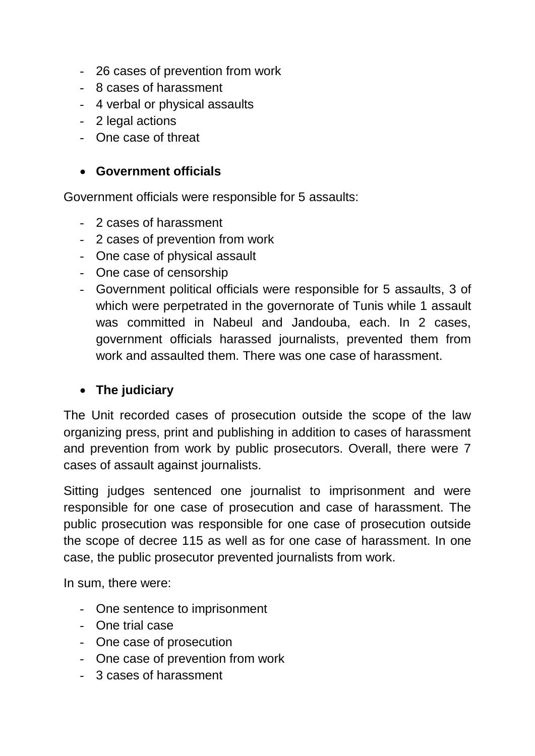- 26 cases of prevention from work
- 8 cases of harassment
- 4 verbal or physical assaults
- 2 legal actions
- One case of threat

- **Government officials**

Government officials were responsible for 5 assaults:

- 2 cases of harassment
- 2 cases of prevention from work
- One case of physical assault
- One case of censorship
- Government political officials were responsible for 5 assaults, 3 of which were perpetrated in the governorate of Tunis while 1 assault was committed in Nabeul and Jandouba, each. In 2 cases, government officials harassed journalists, prevented them from work and assaulted them. There was one case of harassment.

- **The judiciary**

The Unit recorded cases of prosecution outside the scope of the law organizing press, print and publishing in addition to cases of harassment and prevention from work by public prosecutors. Overall, there were 7 cases of assault against journalists.

Sitting judges sentenced one journalist to imprisonment and were responsible for one case of prosecution and case of harassment. The public prosecution was responsible for one case of prosecution outside the scope of decree 115 as well as for one case of harassment. In one case, the public prosecutor prevented journalists from work.

In sum, there were:

- One sentence to imprisonment
- One trial case
- One case of prosecution
- One case of prevention from work
- 3 cases of harassment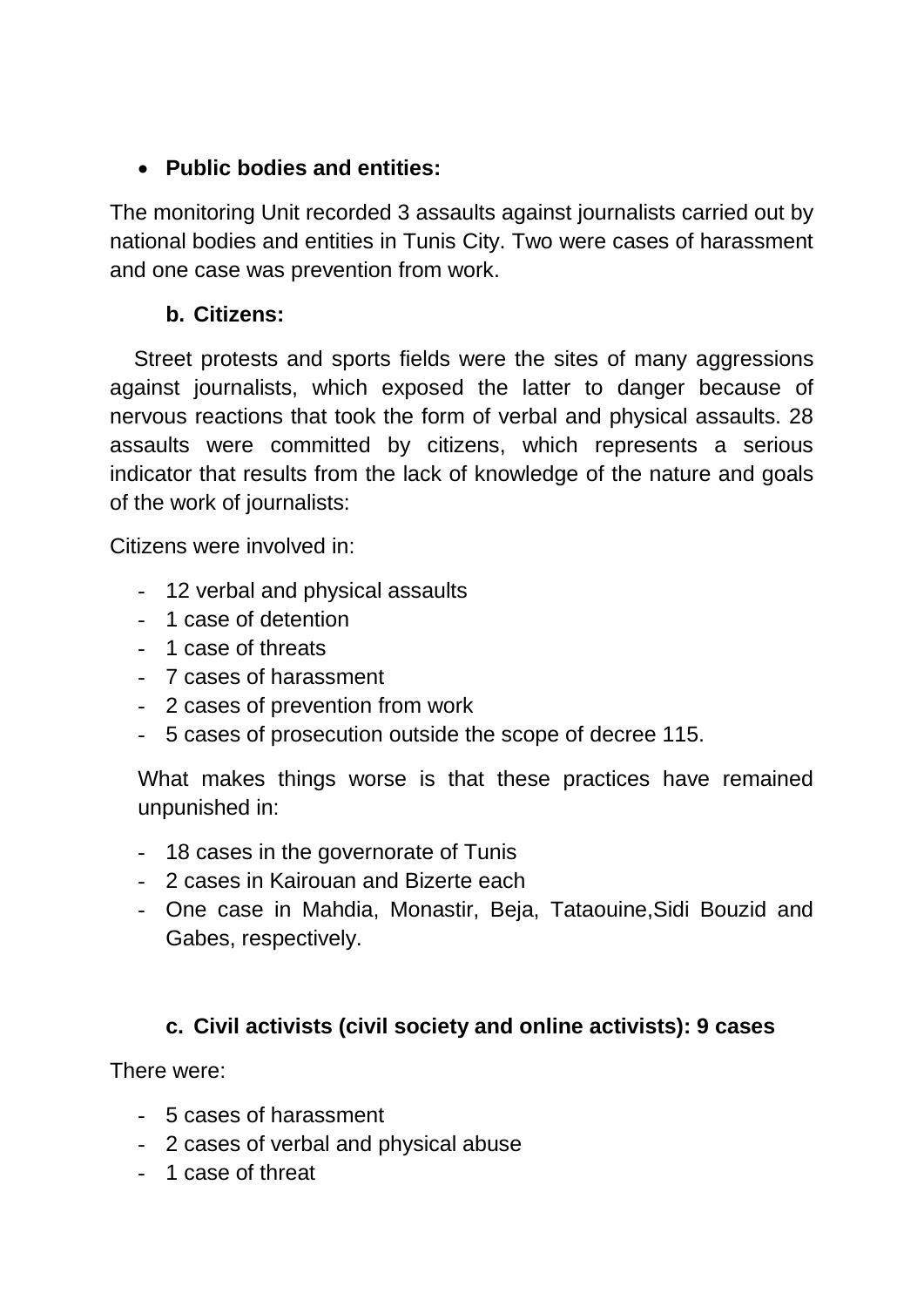- **Public bodies and entities:**

The monitoring Unit recorded 3 assaults against journalists carried out by national bodies and entities in Tunis City. Two were cases of harassment and one case was prevention from work.

**b. Citizens:**

Street protests and sports fields were the sites of many aggressions against journalists, which exposed the latter to danger because of nervous reactions that took the form of verbal and physical assaults. 28 assaults were committed by citizens, which represents a serious indicator that results from the lack of knowledge of the nature and goals of the work of journalists:

Citizens were involved in:

- 12 verbal and physical assaults
- 1 case of detention
- 1 case of threats
- 7 cases of harassment
- 2 cases of prevention from work
- 5 cases of prosecution outside the scope of decree 115.

What makes things worse is that these practices have remained unpunished in:

- 18 cases in the governorate of Tunis
- 2 cases in Kairouan and Bizerte each
- One case in Mahdia, Monastir, Beja, Tataouine,Sidi Bouzid and Gabes, respectively.

**c. Civil activists (civil society and online activists): 9 cases**

There were:

- 5 cases of harassment
- 2 cases of verbal and physical abuse
- 1 case of threat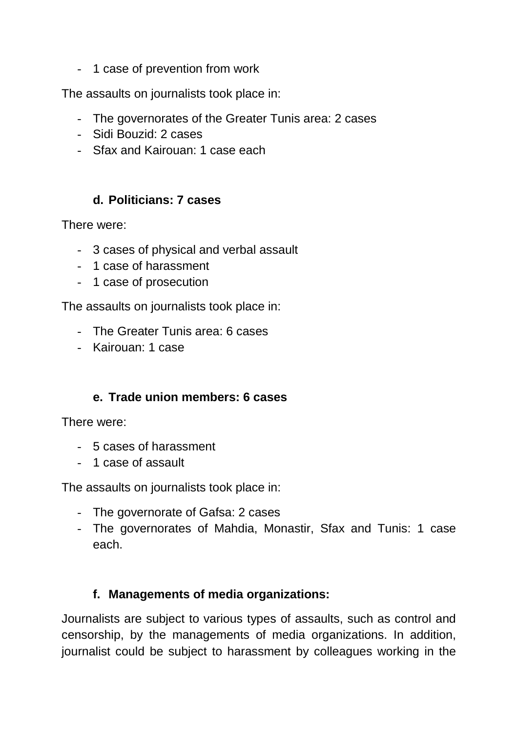- 1 case of prevention from work

The assaults on journalists took place in:

- The governorates of the Greater Tunis area: 2 cases
- Sidi Bouzid: 2 cases
- Sfax and Kairouan: 1 case each

### d. Politicians: 7 cases

There were:

- 3 cases of physical and verbal assault
- 1 case of harassment
- 1 case of prosecution

The assaults on journalists took place in:

- The Greater Tunis area: 6 cases
- Kairouan: 1 case

### e. Trade union members: 6 cases

There were:

- 5 cases of harassment
- 1 case of assault

The assaults on journalists took place in:

- The governorate of Gafsa: 2 cases
- The governorates of Mahdia, Monastir, Sfax and Tunis: 1 case each.

### f. Managements of media organizations:

Journalists are subject to various types of assaults, such as control and censorship, by the managements of media organizations. In addition, journalist could be subject to harassment by colleagues working in the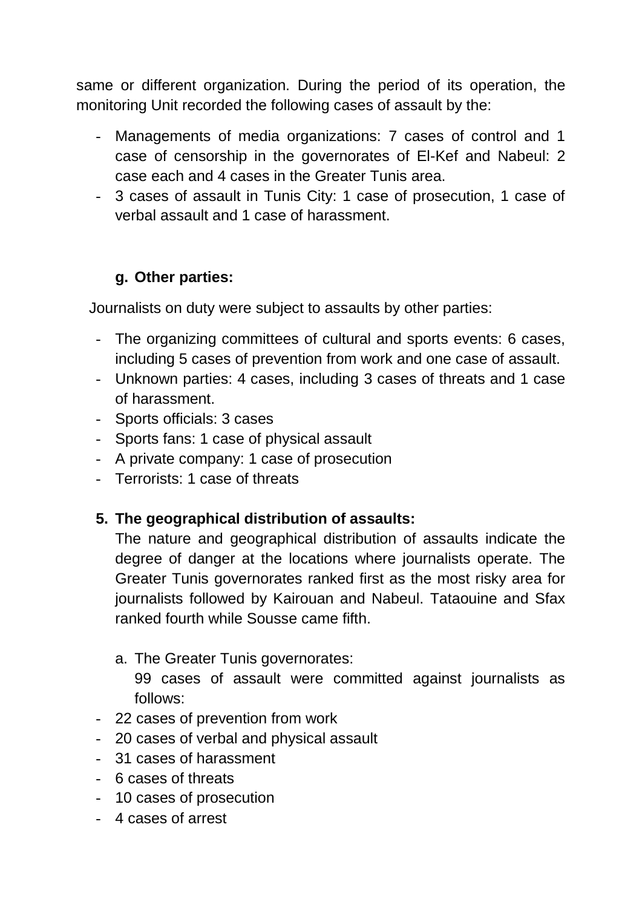same or different organization. During the period of its operation, the monitoring Unit recorded the following cases of assault by the:

- Managements of media organizations: 7 cases of control and 1 case of censorship in the governorates of El-Kef and Nabeul: 2 case each and 4 cases in the Greater Tunis area.
- 3 cases of assault in Tunis City: 1 case of prosecution, 1 case of verbal assault and 1 case of harassment.

**g. Other parties:**

Journalists on duty were subject to assaults by other parties:

- The organizing committees of cultural and sports events: 6 cases, including 5 cases of prevention from work and one case of assault.
- Unknown parties: 4 cases, including 3 cases of threats and 1 case of harassment.
- Sports officials: 3 cases
- Sports fans: 1 case of physical assault
- A private company: 1 case of prosecution
- Terrorists: 1 case of threats

**5. The geographical distribution of assaults:**

The nature and geographical distribution of assaults indicate the degree of danger at the locations where journalists operate. The Greater Tunis governorates ranked first as the most risky area for journalists followed by Kairouan and Nabeul. Tataouine and Sfax ranked fourth while Sousse came fifth.

a. The Greater Tunis governorates:

99 cases of assault were committed against journalists as follows:

- 22 cases of prevention from work
- 20 cases of verbal and physical assault
- 31 cases of harassment
- 6 cases of threats
- 10 cases of prosecution
- 4 cases of arrest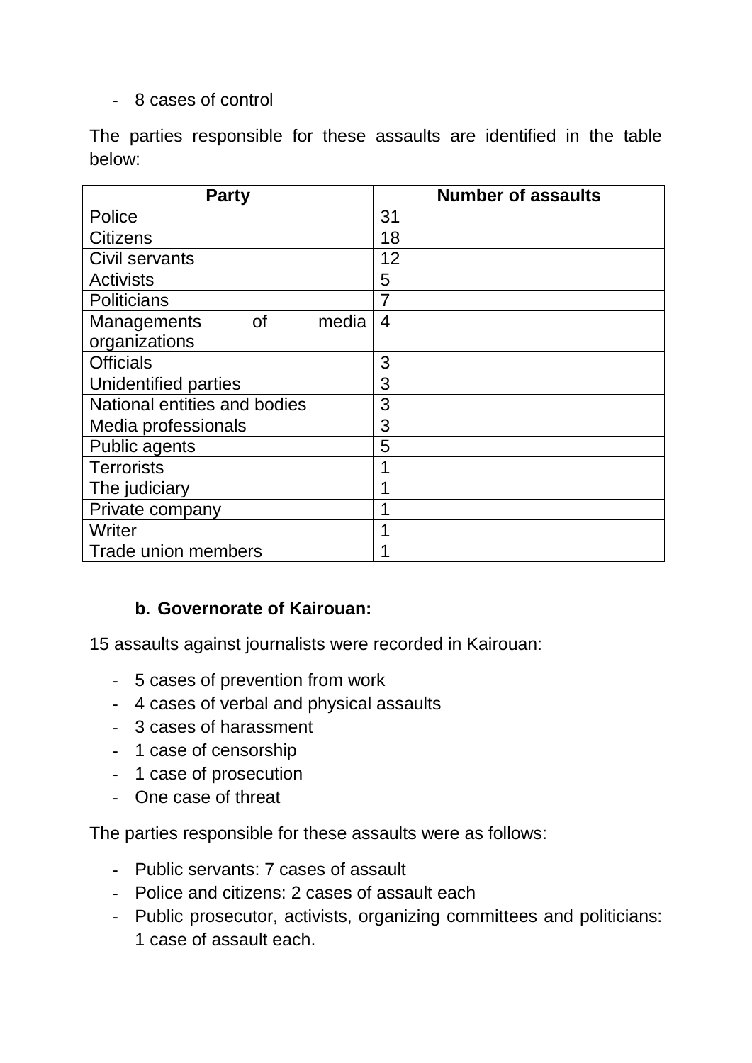- 8 cases of control

The parties responsible for these assaults are identified in the table below:

| Party | Number of assaults |
|---|---|
| Police | 31 |
| Citizens | 18 |
| Civil servants | 12 |
| Activists | 5 |
| Politicians | 7 |
| Managements of media organizations | 4 |
| Officials | 3 |
| Unidentified parties | 3 |
| National entities and bodies | 3 |
| Media professionals | 3 |
| Public agents | 5 |
| Terrorists | 1 |
| The judiciary | 1 |
| Private company | 1 |
| Writer | 1 |
| Trade union members | 1 |

### b. Governorate of Kairouan:

15 assaults against journalists were recorded in Kairouan:

- 5 cases of prevention from work
- 4 cases of verbal and physical assaults
- 3 cases of harassment
- 1 case of censorship
- 1 case of prosecution
- One case of threat

The parties responsible for these assaults were as follows:

- Public servants: 7 cases of assault
- Police and citizens: 2 cases of assault each
- Public prosecutor, activists, organizing committees and politicians: 1 case of assault each.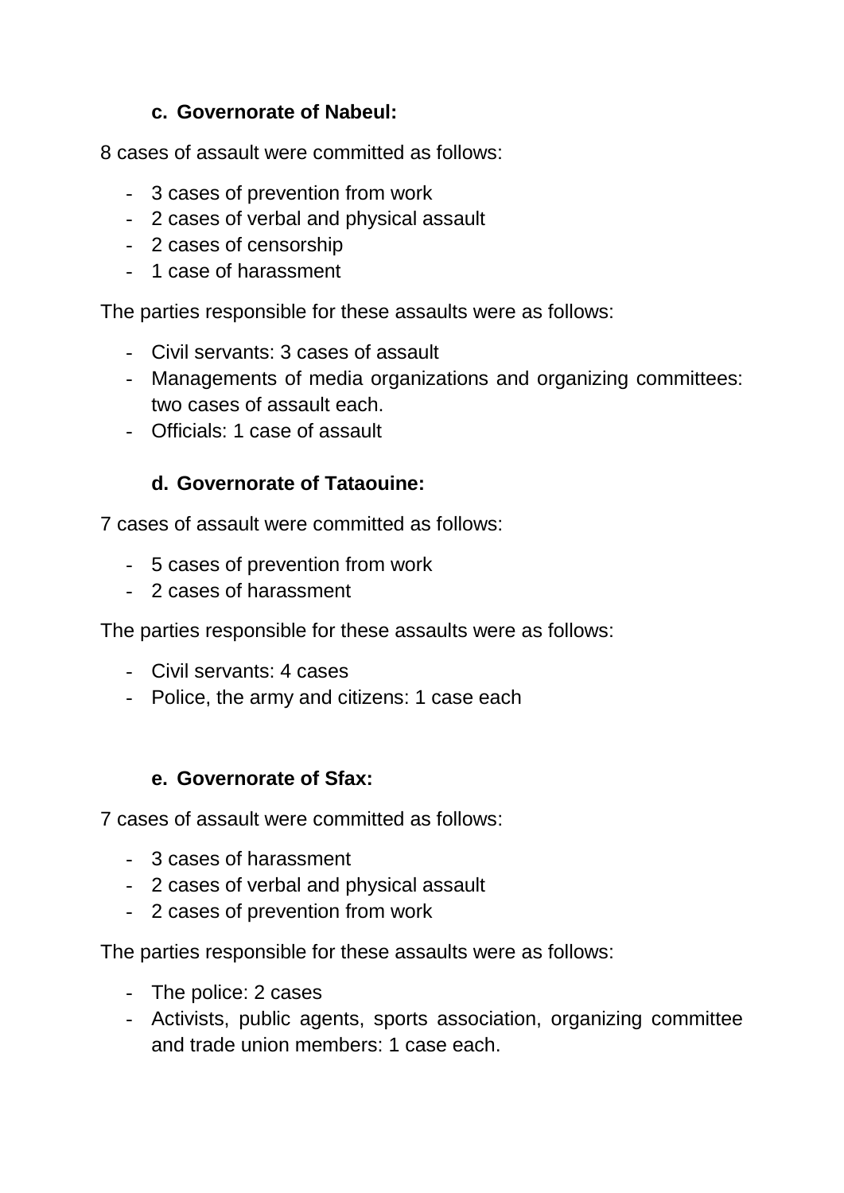### c. Governorate of Nabeul:

8 cases of assault were committed as follows:

- 3 cases of prevention from work
- 2 cases of verbal and physical assault
- 2 cases of censorship
- 1 case of harassment

The parties responsible for these assaults were as follows:

- Civil servants: 3 cases of assault
- Managements of media organizations and organizing committees: two cases of assault each.
- Officials: 1 case of assault

### d. Governorate of Tataouine:

7 cases of assault were committed as follows:

- 5 cases of prevention from work
- 2 cases of harassment

The parties responsible for these assaults were as follows:

- Civil servants: 4 cases
- Police, the army and citizens: 1 case each

### e. Governorate of Sfax:

7 cases of assault were committed as follows:

- 3 cases of harassment
- 2 cases of verbal and physical assault
- 2 cases of prevention from work

The parties responsible for these assaults were as follows:

- The police: 2 cases
- Activists, public agents, sports association, organizing committee and trade union members: 1 case each.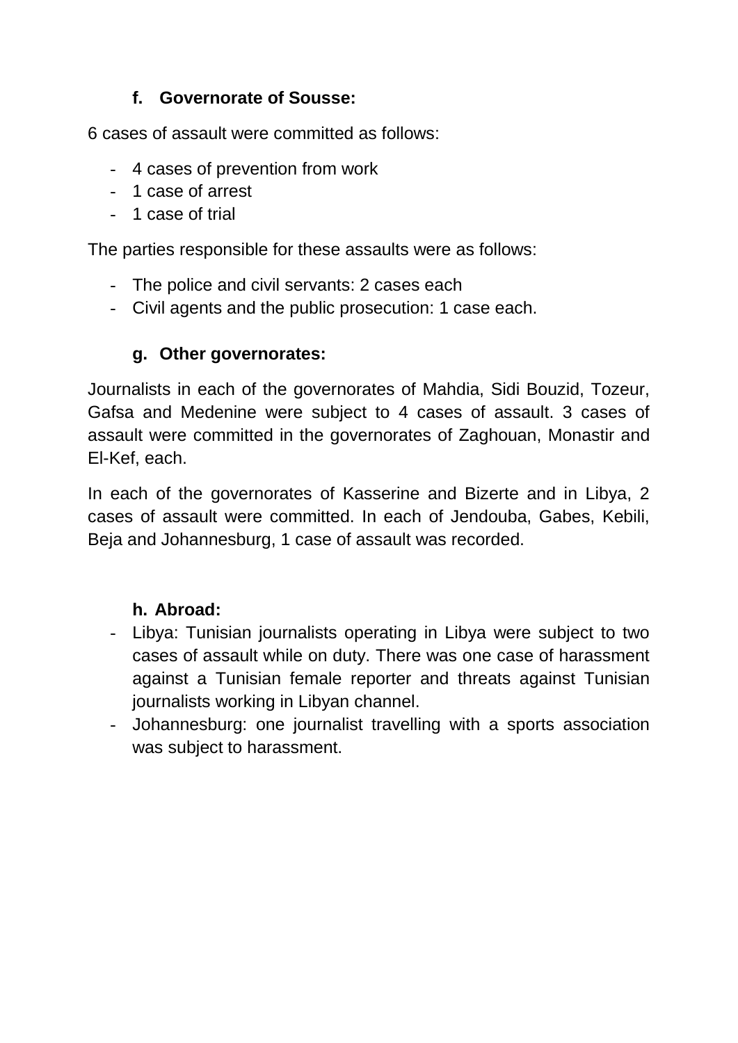#### f. Governorate of Sousse:

6 cases of assault were committed as follows:

- 4 cases of prevention from work
- 1 case of arrest
- 1 case of trial

The parties responsible for these assaults were as follows:

- The police and civil servants: 2 cases each
- Civil agents and the public prosecution: 1 case each.

#### g. Other governorates:

Journalists in each of the governorates of Mahdia, Sidi Bouzid, Tozeur, Gafsa and Medenine were subject to 4 cases of assault. 3 cases of assault were committed in the governorates of Zaghouan, Monastir and El-Kef, each.

In each of the governorates of Kasserine and Bizerte and in Libya, 2 cases of assault were committed. In each of Jendouba, Gabes, Kebili, Beja and Johannesburg, 1 case of assault was recorded.

#### h. Abroad:

- Libya: Tunisian journalists operating in Libya were subject to two cases of assault while on duty. There was one case of harassment against a Tunisian female reporter and threats against Tunisian journalists working in Libyan channel.
- Johannesburg: one journalist travelling with a sports association was subject to harassment.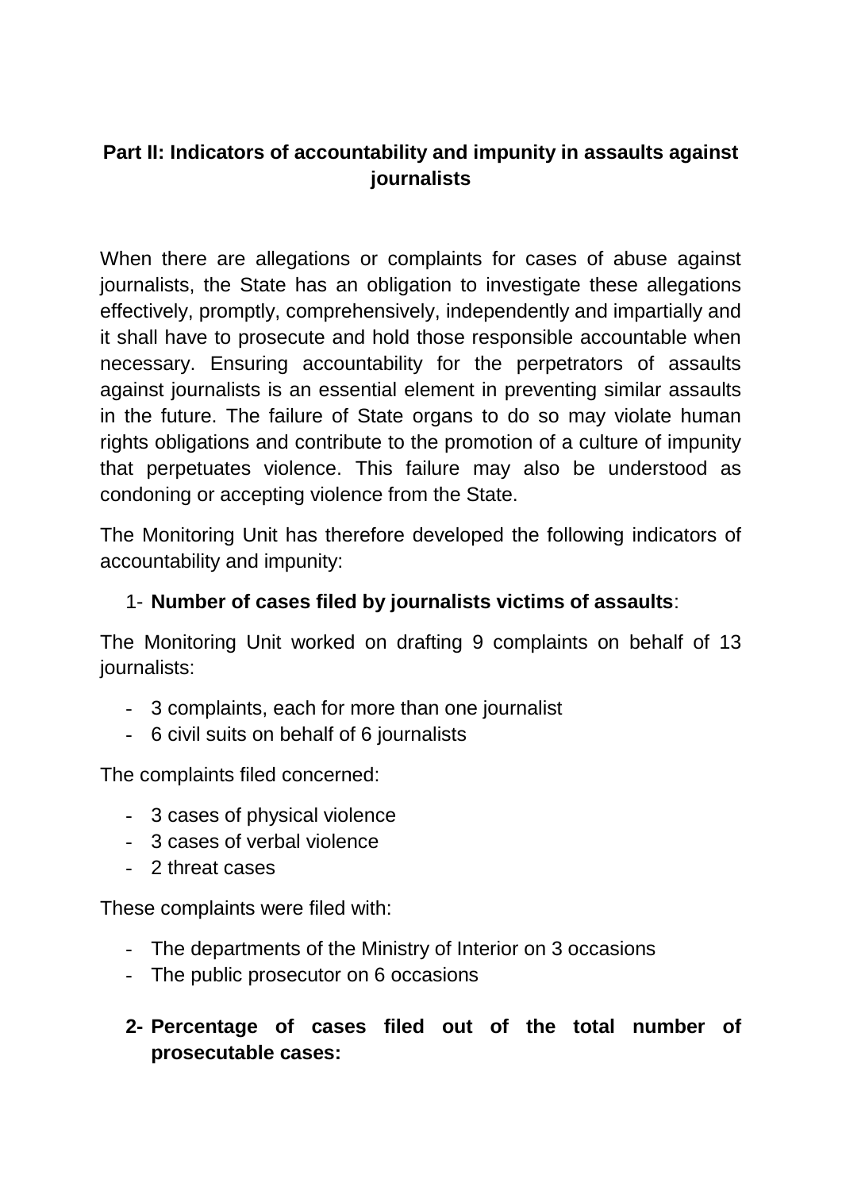## Part II: Indicators of accountability and impunity in assaults against journalists

When there are allegations or complaints for cases of abuse against journalists, the State has an obligation to investigate these allegations effectively, promptly, comprehensively, independently and impartially and it shall have to prosecute and hold those responsible accountable when necessary. Ensuring accountability for the perpetrators of assaults against journalists is an essential element in preventing similar assaults in the future. The failure of State organs to do so may violate human rights obligations and contribute to the promotion of a culture of impunity that perpetuates violence. This failure may also be understood as condoning or accepting violence from the State.

The Monitoring Unit has therefore developed the following indicators of accountability and impunity:

1- **Number of cases filed by journalists victims of assaults**:

The Monitoring Unit worked on drafting 9 complaints on behalf of 13 journalists:

- 3 complaints, each for more than one journalist
- 6 civil suits on behalf of 6 journalists

The complaints filed concerned:

- 3 cases of physical violence
- 3 cases of verbal violence
- 2 threat cases

These complaints were filed with:

- The departments of the Ministry of Interior on 3 occasions
- The public prosecutor on 6 occasions

2- **Percentage of cases filed out of the total number of prosecutable cases:**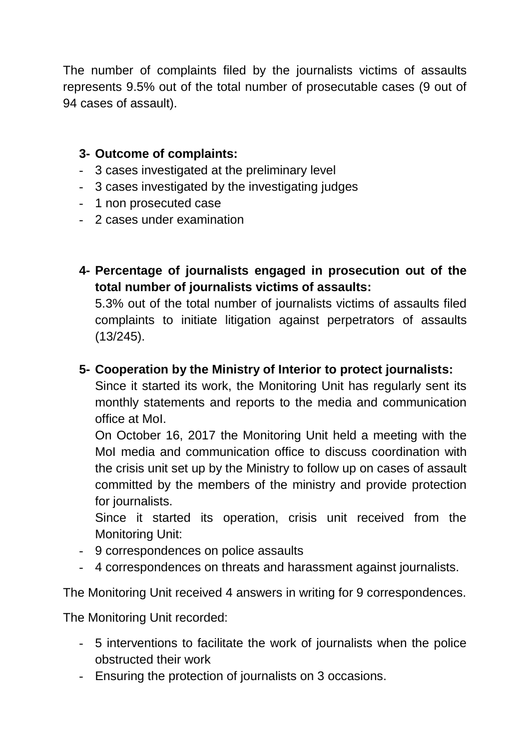The number of complaints filed by the journalists victims of assaults represents 9.5% out of the total number of prosecutable cases (9 out of 94 cases of assault).

3- **Outcome of complaints:**

- 3 cases investigated at the preliminary level
- 3 cases investigated by the investigating judges
- 1 non prosecuted case
- 2 cases under examination

4- **Percentage of journalists engaged in prosecution out of the total number of journalists victims of assaults:**

5.3% out of the total number of journalists victims of assaults filed complaints to initiate litigation against perpetrators of assaults (13/245).

5- **Cooperation by the Ministry of Interior to protect journalists:**

Since it started its work, the Monitoring Unit has regularly sent its monthly statements and reports to the media and communication office at MoI.

On October 16, 2017 the Monitoring Unit held a meeting with the MoI media and communication office to discuss coordination with the crisis unit set up by the Ministry to follow up on cases of assault committed by the members of the ministry and provide protection for journalists.

Since it started its operation, crisis unit received from the Monitoring Unit:

- 9 correspondences on police assaults
- 4 correspondences on threats and harassment against journalists.

The Monitoring Unit received 4 answers in writing for 9 correspondences.

The Monitoring Unit recorded:

- 5 interventions to facilitate the work of journalists when the police obstructed their work
- Ensuring the protection of journalists on 3 occasions.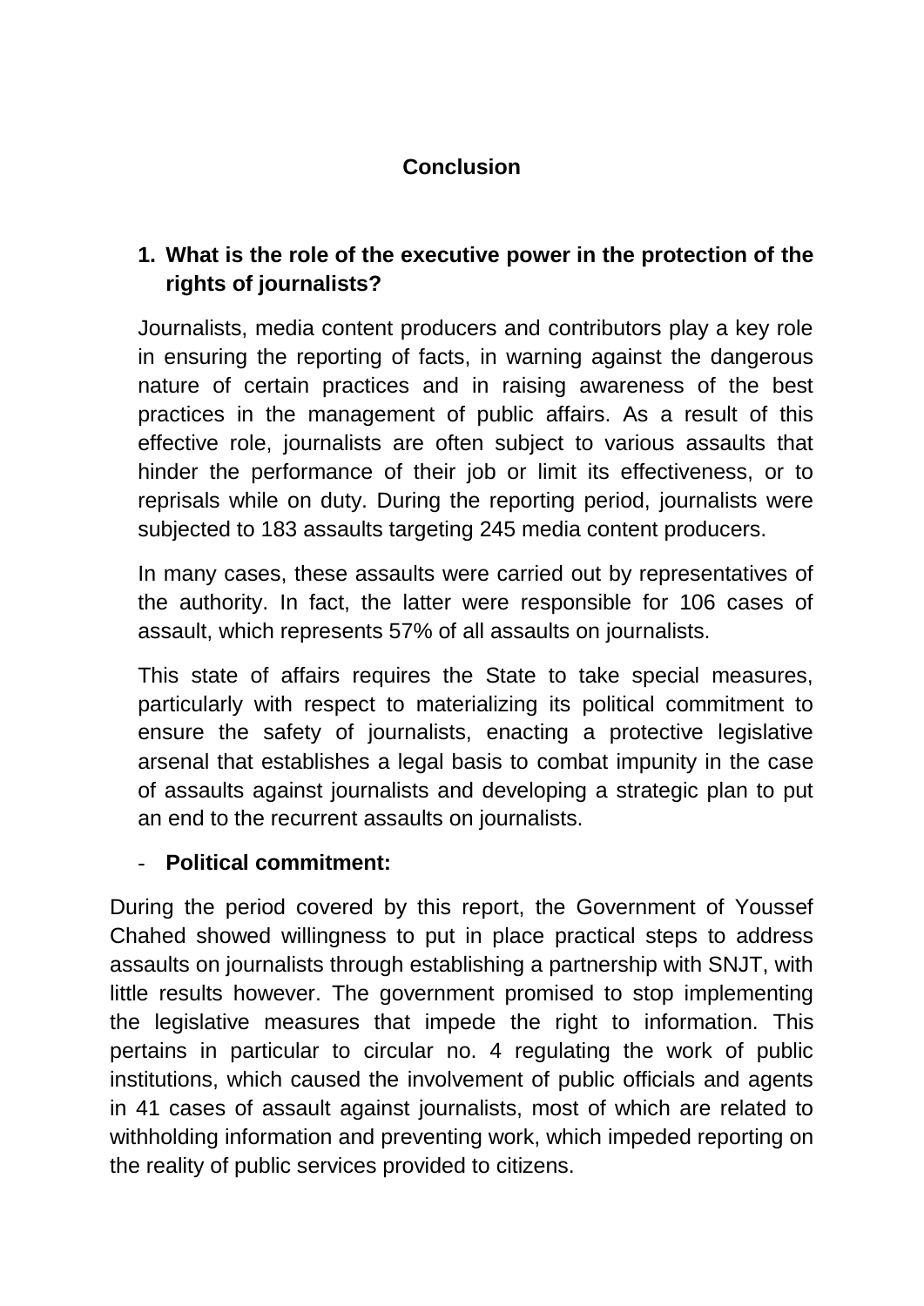# Conclusion

1. **What is the role of the executive power in the protection of the rights of journalists?**

   Journalists, media content producers and contributors play a key role in ensuring the reporting of facts, in warning against the dangerous nature of certain practices and in raising awareness of the best practices in the management of public affairs. As a result of this effective role, journalists are often subject to various assaults that hinder the performance of their job or limit its effectiveness, or to reprisals while on duty. During the reporting period, journalists were subjected to 183 assaults targeting 245 media content producers.

   In many cases, these assaults were carried out by representatives of the authority. In fact, the latter were responsible for 106 cases of assault, which represents 57% of all assaults on journalists.

   This state of affairs requires the State to take special measures, particularly with respect to materializing its political commitment to ensure the safety of journalists, enacting a protective legislative arsenal that establishes a legal basis to combat impunity in the case of assaults against journalists and developing a strategic plan to put an end to the recurrent assaults on journalists.

- **Political commitment:**

During the period covered by this report, the Government of Youssef Chahed showed willingness to put in place practical steps to address assaults on journalists through establishing a partnership with SNJT, with little results however. The government promised to stop implementing the legislative measures that impede the right to information. This pertains in particular to circular no. 4 regulating the work of public institutions, which caused the involvement of public officials and agents in 41 cases of assault against journalists, most of which are related to withholding information and preventing work, which impeded reporting on the reality of public services provided to citizens.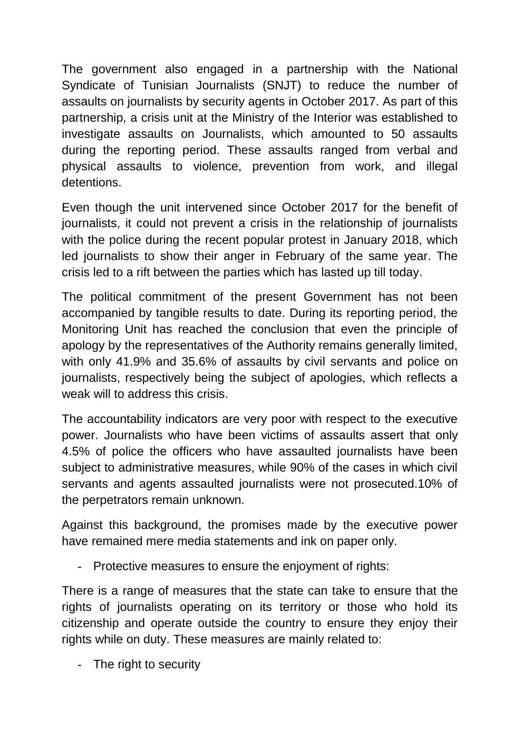The government also engaged in a partnership with the National Syndicate of Tunisian Journalists (SNJT) to reduce the number of assaults on journalists by security agents in October 2017. As part of this partnership, a crisis unit at the Ministry of the Interior was established to investigate assaults on Journalists, which amounted to 50 assaults during the reporting period. These assaults ranged from verbal and physical assaults to violence, prevention from work, and illegal detentions.

Even though the unit intervened since October 2017 for the benefit of journalists, it could not prevent a crisis in the relationship of journalists with the police during the recent popular protest in January 2018, which led journalists to show their anger in February of the same year. The crisis led to a rift between the parties which has lasted up till today.

The political commitment of the present Government has not been accompanied by tangible results to date. During its reporting period, the Monitoring Unit has reached the conclusion that even the principle of apology by the representatives of the Authority remains generally limited, with only 41.9% and 35.6% of assaults by civil servants and police on journalists, respectively being the subject of apologies, which reflects a weak will to address this crisis.

The accountability indicators are very poor with respect to the executive power. Journalists who have been victims of assaults assert that only 4.5% of police the officers who have assaulted journalists have been subject to administrative measures, while 90% of the cases in which civil servants and agents assaulted journalists were not prosecuted.10% of the perpetrators remain unknown.

Against this background, the promises made by the executive power have remained mere media statements and ink on paper only.

- Protective measures to ensure the enjoyment of rights:

There is a range of measures that the state can take to ensure that the rights of journalists operating on its territory or those who hold its citizenship and operate outside the country to ensure they enjoy their rights while on duty. These measures are mainly related to:

- The right to security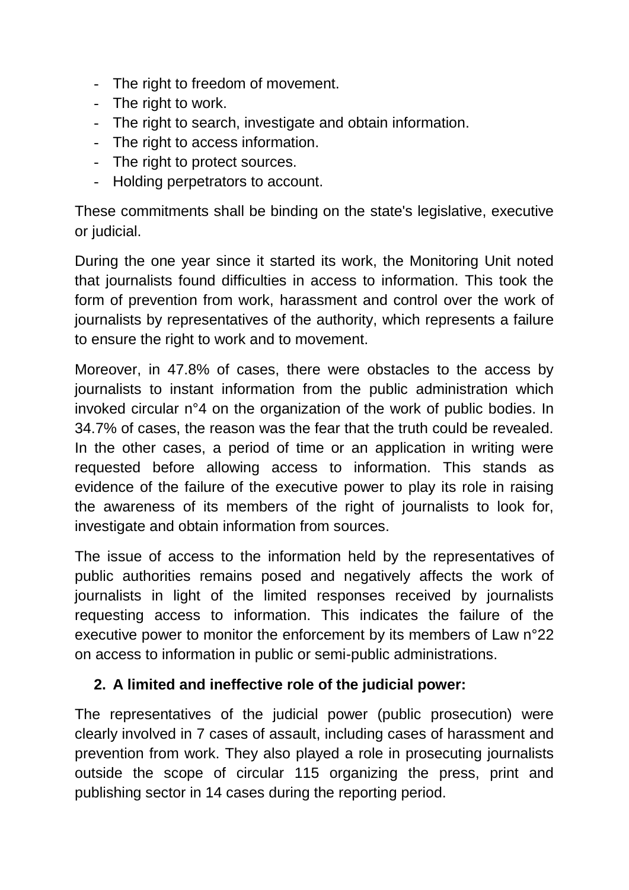- The right to freedom of movement.
- The right to work.
- The right to search, investigate and obtain information.
- The right to access information.
- The right to protect sources.
- Holding perpetrators to account.

These commitments shall be binding on the state's legislative, executive or judicial.

During the one year since it started its work, the Monitoring Unit noted that journalists found difficulties in access to information. This took the form of prevention from work, harassment and control over the work of journalists by representatives of the authority, which represents a failure to ensure the right to work and to movement.

Moreover, in 47.8% of cases, there were obstacles to the access by journalists to instant information from the public administration which invoked circular n°4 on the organization of the work of public bodies. In 34.7% of cases, the reason was the fear that the truth could be revealed. In the other cases, a period of time or an application in writing were requested before allowing access to information. This stands as evidence of the failure of the executive power to play its role in raising the awareness of its members of the right of journalists to look for, investigate and obtain information from sources.

The issue of access to the information held by the representatives of public authorities remains posed and negatively affects the work of journalists in light of the limited responses received by journalists requesting access to information. This indicates the failure of the executive power to monitor the enforcement by its members of Law n°22 on access to information in public or semi-public administrations.

### 2. A limited and ineffective role of the judicial power:

The representatives of the judicial power (public prosecution) were clearly involved in 7 cases of assault, including cases of harassment and prevention from work. They also played a role in prosecuting journalists outside the scope of circular 115 organizing the press, print and publishing sector in 14 cases during the reporting period.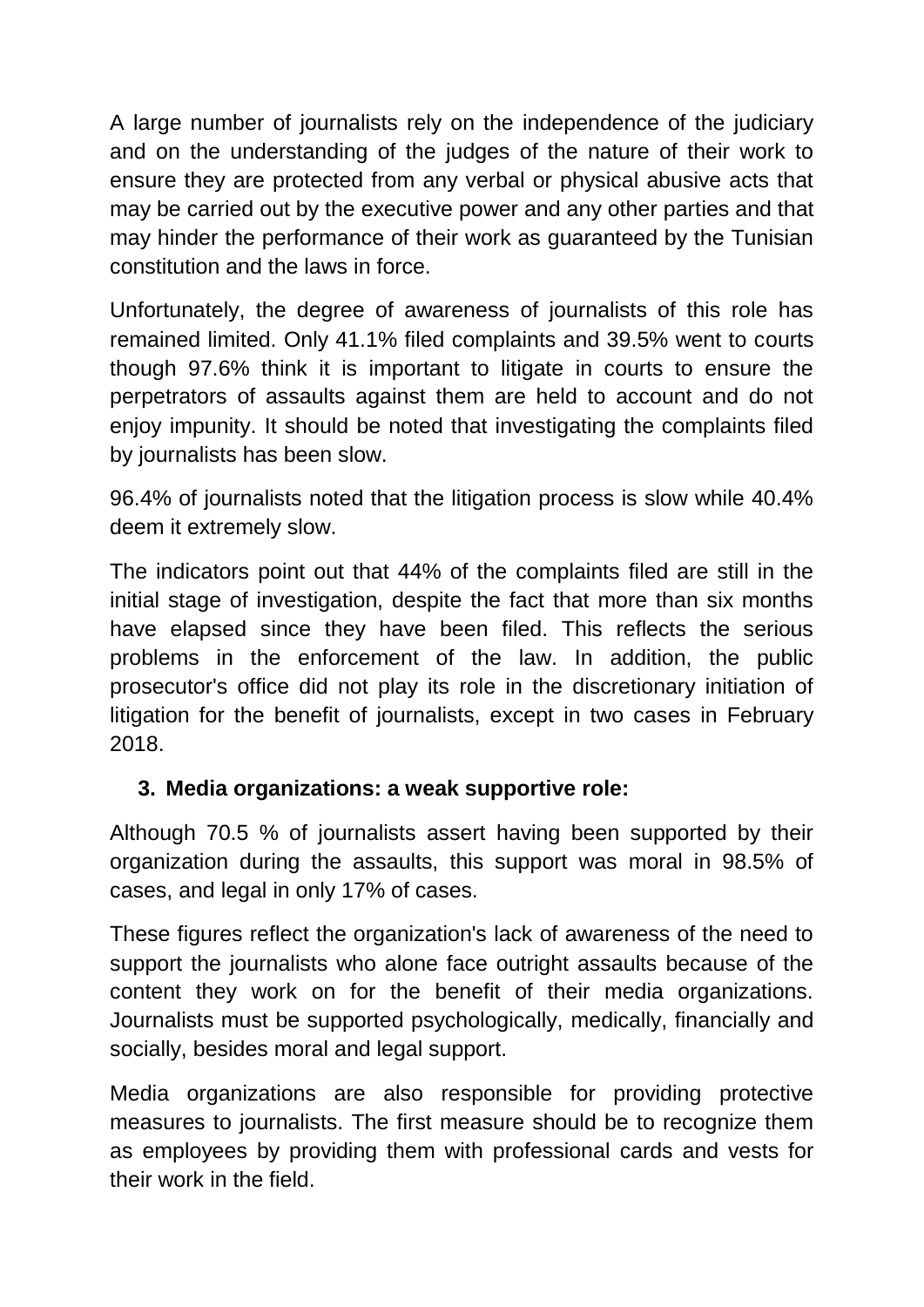A large number of journalists rely on the independence of the judiciary and on the understanding of the judges of the nature of their work to ensure they are protected from any verbal or physical abusive acts that may be carried out by the executive power and any other parties and that may hinder the performance of their work as guaranteed by the Tunisian constitution and the laws in force.

Unfortunately, the degree of awareness of journalists of this role has remained limited. Only 41.1% filed complaints and 39.5% went to courts though 97.6% think it is important to litigate in courts to ensure the perpetrators of assaults against them are held to account and do not enjoy impunity. It should be noted that investigating the complaints filed by journalists has been slow.

96.4% of journalists noted that the litigation process is slow while 40.4% deem it extremely slow.

The indicators point out that 44% of the complaints filed are still in the initial stage of investigation, despite the fact that more than six months have elapsed since they have been filed. This reflects the serious problems in the enforcement of the law. In addition, the public prosecutor's office did not play its role in the discretionary initiation of litigation for the benefit of journalists, except in two cases in February 2018.

### 3. Media organizations: a weak supportive role:

Although 70.5 % of journalists assert having been supported by their organization during the assaults, this support was moral in 98.5% of cases, and legal in only 17% of cases.

These figures reflect the organization's lack of awareness of the need to support the journalists who alone face outright assaults because of the content they work on for the benefit of their media organizations. Journalists must be supported psychologically, medically, financially and socially, besides moral and legal support.

Media organizations are also responsible for providing protective measures to journalists. The first measure should be to recognize them as employees by providing them with professional cards and vests for their work in the field.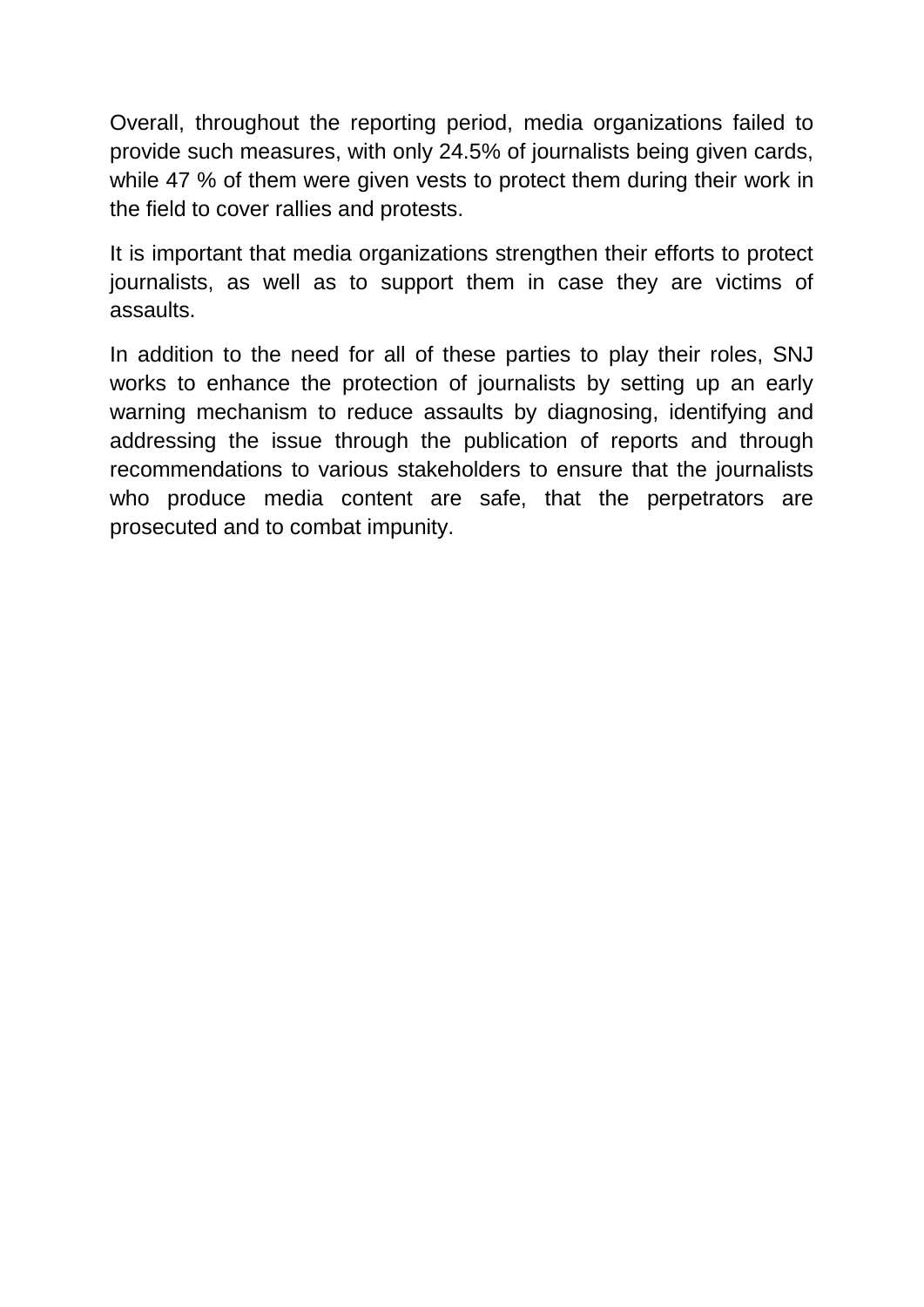Overall, throughout the reporting period, media organizations failed to provide such measures, with only 24.5% of journalists being given cards, while 47 % of them were given vests to protect them during their work in the field to cover rallies and protests.

It is important that media organizations strengthen their efforts to protect journalists, as well as to support them in case they are victims of assaults.

In addition to the need for all of these parties to play their roles, SNJ works to enhance the protection of journalists by setting up an early warning mechanism to reduce assaults by diagnosing, identifying and addressing the issue through the publication of reports and through recommendations to various stakeholders to ensure that the journalists who produce media content are safe, that the perpetrators are prosecuted and to combat impunity.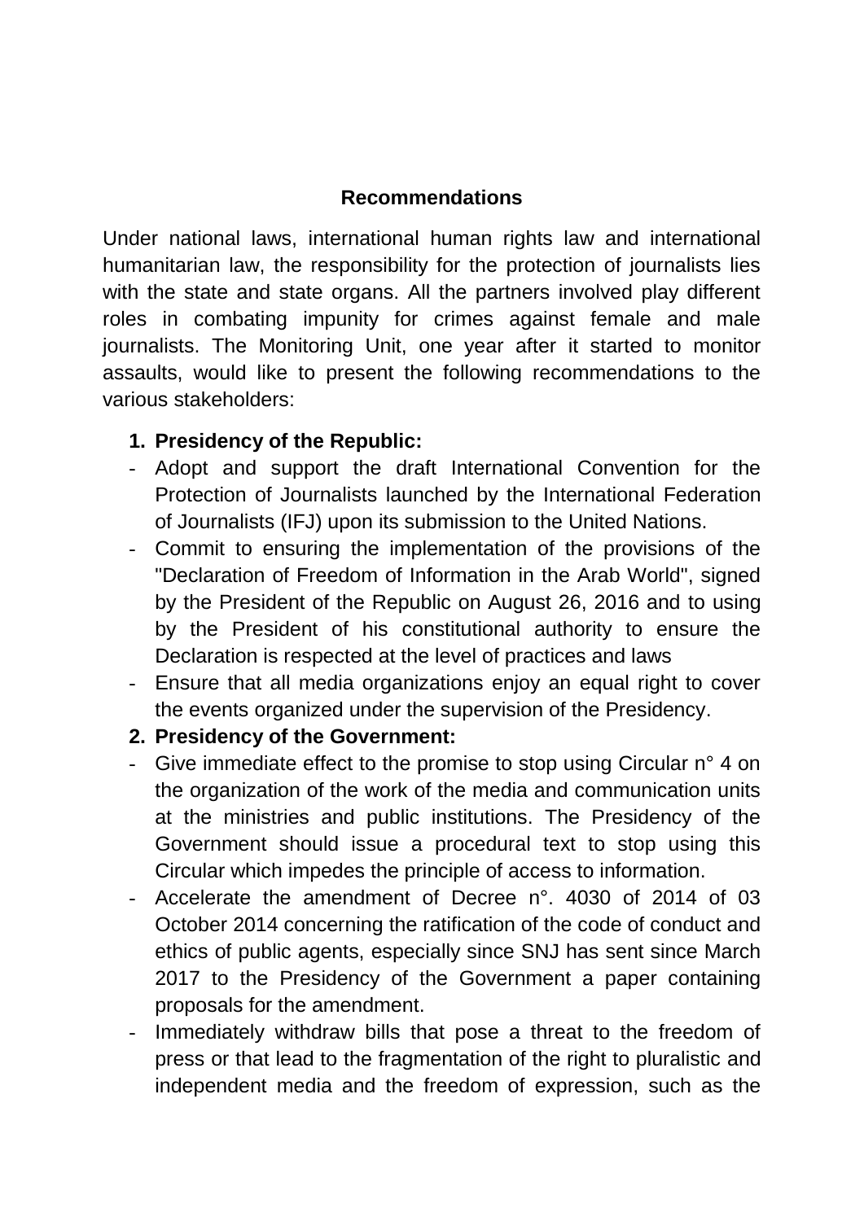## Recommendations

Under national laws, international human rights law and international humanitarian law, the responsibility for the protection of journalists lies with the state and state organs. All the partners involved play different roles in combating impunity for crimes against female and male journalists. The Monitoring Unit, one year after it started to monitor assaults, would like to present the following recommendations to the various stakeholders:

1. **Presidency of the Republic:**

- Adopt and support the draft International Convention for the Protection of Journalists launched by the International Federation of Journalists (IFJ) upon its submission to the United Nations.
- Commit to ensuring the implementation of the provisions of the "Declaration of Freedom of Information in the Arab World", signed by the President of the Republic on August 26, 2016 and to using by the President of his constitutional authority to ensure the Declaration is respected at the level of practices and laws
- Ensure that all media organizations enjoy an equal right to cover the events organized under the supervision of the Presidency.

2. **Presidency of the Government:**

- Give immediate effect to the promise to stop using Circular n° 4 on the organization of the work of the media and communication units at the ministries and public institutions. The Presidency of the Government should issue a procedural text to stop using this Circular which impedes the principle of access to information.
- Accelerate the amendment of Decree n°. 4030 of 2014 of 03 October 2014 concerning the ratification of the code of conduct and ethics of public agents, especially since SNJ has sent since March 2017 to the Presidency of the Government a paper containing proposals for the amendment.
- Immediately withdraw bills that pose a threat to the freedom of press or that lead to the fragmentation of the right to pluralistic and independent media and the freedom of expression, such as the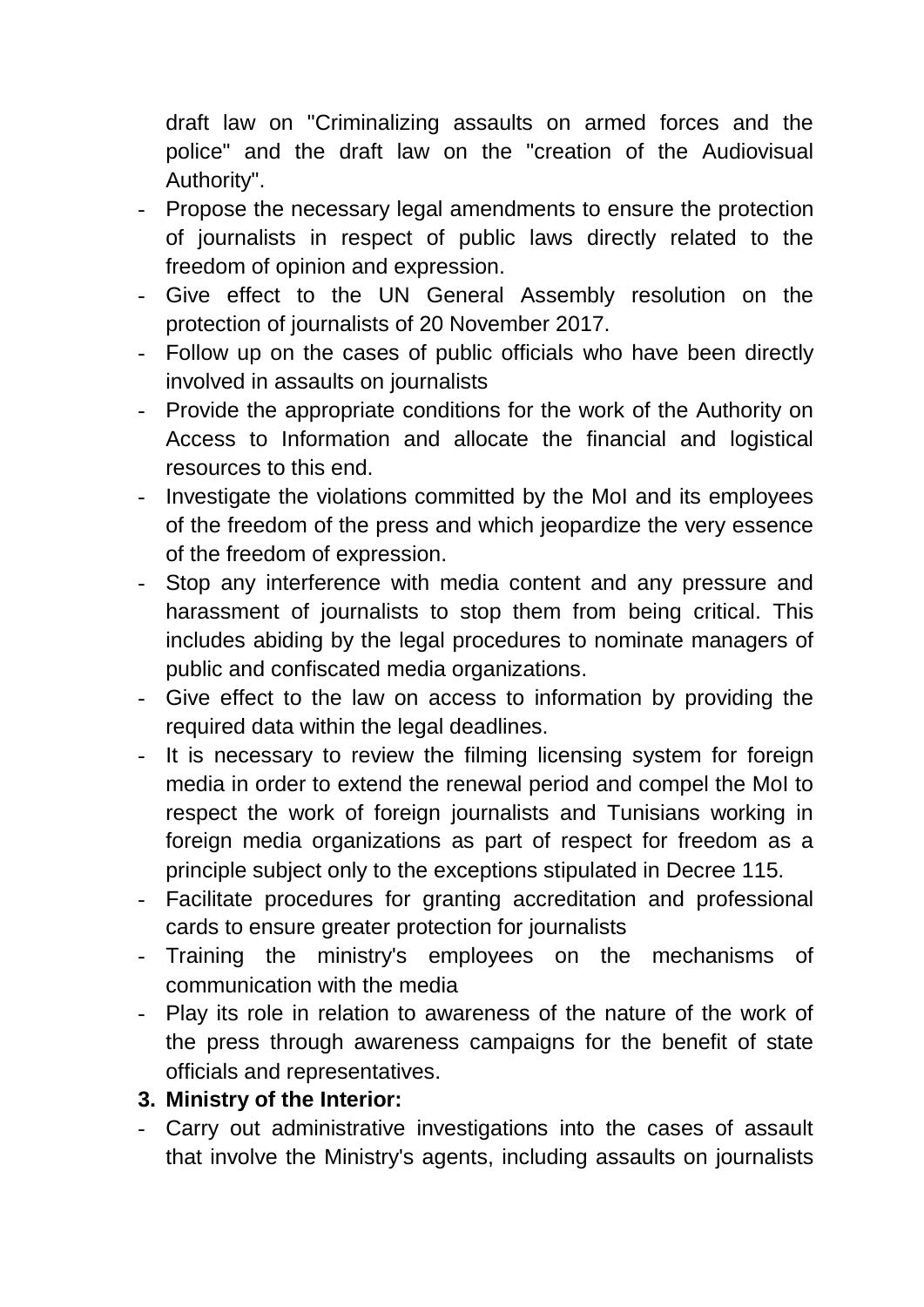draft law on "Criminalizing assaults on armed forces and the police" and the draft law on the "creation of the Audiovisual Authority".

- Propose the necessary legal amendments to ensure the protection of journalists in respect of public laws directly related to the freedom of opinion and expression.
- Give effect to the UN General Assembly resolution on the protection of journalists of 20 November 2017.
- Follow up on the cases of public officials who have been directly involved in assaults on journalists
- Provide the appropriate conditions for the work of the Authority on Access to Information and allocate the financial and logistical resources to this end.
- Investigate the violations committed by the MoI and its employees of the freedom of the press and which jeopardize the very essence of the freedom of expression.
- Stop any interference with media content and any pressure and harassment of journalists to stop them from being critical. This includes abiding by the legal procedures to nominate managers of public and confiscated media organizations.
- Give effect to the law on access to information by providing the required data within the legal deadlines.
- It is necessary to review the filming licensing system for foreign media in order to extend the renewal period and compel the MoI to respect the work of foreign journalists and Tunisians working in foreign media organizations as part of respect for freedom as a principle subject only to the exceptions stipulated in Decree 115.
- Facilitate procedures for granting accreditation and professional cards to ensure greater protection for journalists
- Training the ministry's employees on the mechanisms of communication with the media
- Play its role in relation to awareness of the nature of the work of the press through awareness campaigns for the benefit of state officials and representatives.

**3. Ministry of the Interior:**

- Carry out administrative investigations into the cases of assault that involve the Ministry's agents, including assaults on journalists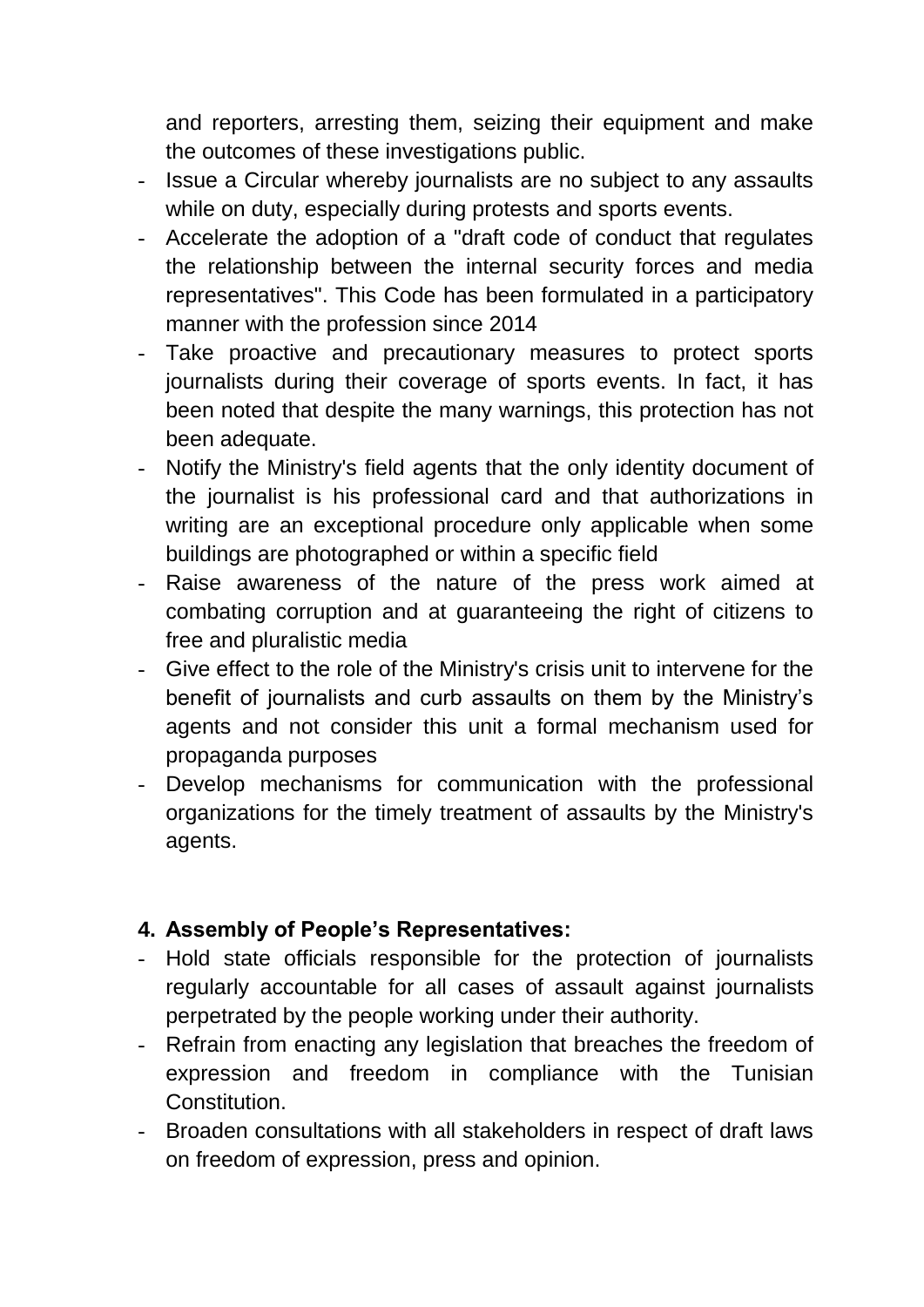and reporters, arresting them, seizing their equipment and make the outcomes of these investigations public.

- Issue a Circular whereby journalists are no subject to any assaults while on duty, especially during protests and sports events.
- Accelerate the adoption of a "draft code of conduct that regulates the relationship between the internal security forces and media representatives". This Code has been formulated in a participatory manner with the profession since 2014
- Take proactive and precautionary measures to protect sports journalists during their coverage of sports events. In fact, it has been noted that despite the many warnings, this protection has not been adequate.
- Notify the Ministry's field agents that the only identity document of the journalist is his professional card and that authorizations in writing are an exceptional procedure only applicable when some buildings are photographed or within a specific field
- Raise awareness of the nature of the press work aimed at combating corruption and at guaranteeing the right of citizens to free and pluralistic media
- Give effect to the role of the Ministry's crisis unit to intervene for the benefit of journalists and curb assaults on them by the Ministry's agents and not consider this unit a formal mechanism used for propaganda purposes
- Develop mechanisms for communication with the professional organizations for the timely treatment of assaults by the Ministry's agents.

## 4. Assembly of People's Representatives:

- Hold state officials responsible for the protection of journalists regularly accountable for all cases of assault against journalists perpetrated by the people working under their authority.
- Refrain from enacting any legislation that breaches the freedom of expression and freedom in compliance with the Tunisian Constitution.
- Broaden consultations with all stakeholders in respect of draft laws on freedom of expression, press and opinion.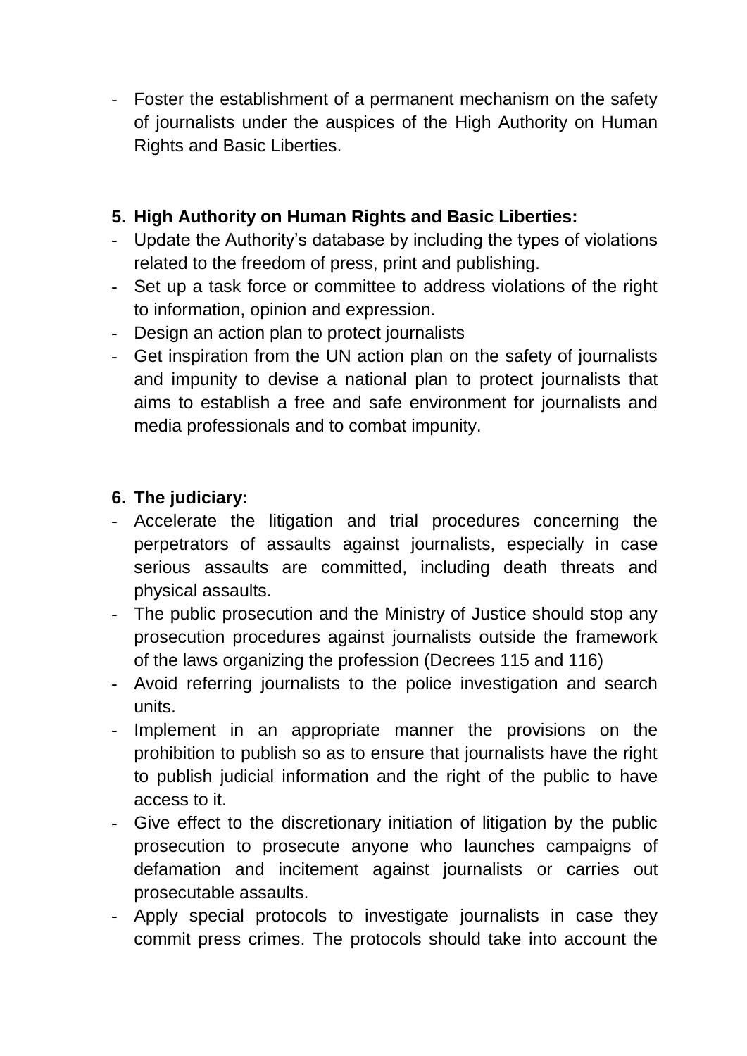- Foster the establishment of a permanent mechanism on the safety of journalists under the auspices of the High Authority on Human Rights and Basic Liberties.

5. **High Authority on Human Rights and Basic Liberties:**

- Update the Authority's database by including the types of violations related to the freedom of press, print and publishing.
- Set up a task force or committee to address violations of the right to information, opinion and expression.
- Design an action plan to protect journalists
- Get inspiration from the UN action plan on the safety of journalists and impunity to devise a national plan to protect journalists that aims to establish a free and safe environment for journalists and media professionals and to combat impunity.

6. **The judiciary:**

- Accelerate the litigation and trial procedures concerning the perpetrators of assaults against journalists, especially in case serious assaults are committed, including death threats and physical assaults.
- The public prosecution and the Ministry of Justice should stop any prosecution procedures against journalists outside the framework of the laws organizing the profession (Decrees 115 and 116)
- Avoid referring journalists to the police investigation and search units.
- Implement in an appropriate manner the provisions on the prohibition to publish so as to ensure that journalists have the right to publish judicial information and the right of the public to have access to it.
- Give effect to the discretionary initiation of litigation by the public prosecution to prosecute anyone who launches campaigns of defamation and incitement against journalists or carries out prosecutable assaults.
- Apply special protocols to investigate journalists in case they commit press crimes. The protocols should take into account the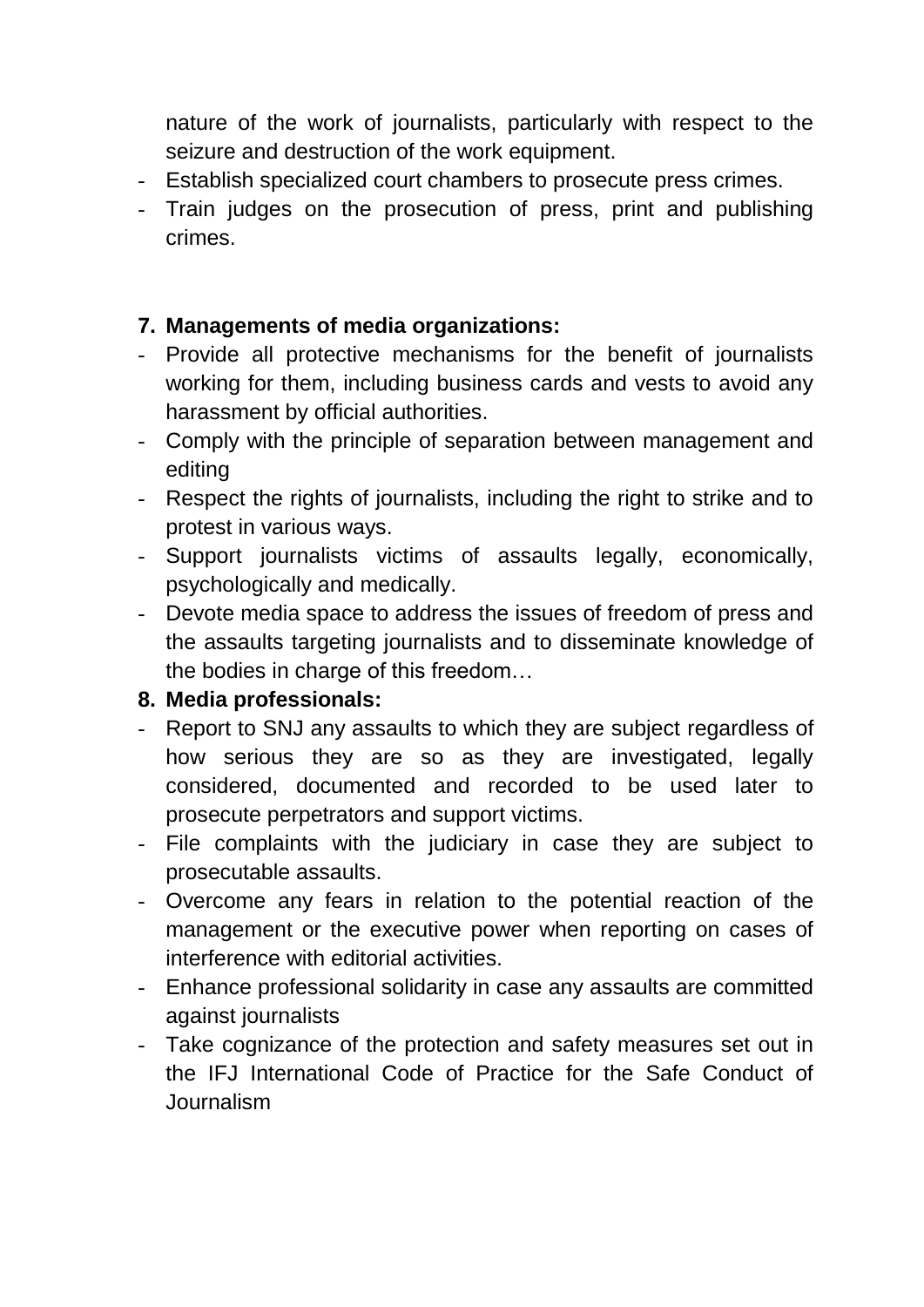nature of the work of journalists, particularly with respect to the seizure and destruction of the work equipment.

- Establish specialized court chambers to prosecute press crimes.
- Train judges on the prosecution of press, print and publishing crimes.

**7. Managements of media organizations:**

- Provide all protective mechanisms for the benefit of journalists working for them, including business cards and vests to avoid any harassment by official authorities.
- Comply with the principle of separation between management and editing
- Respect the rights of journalists, including the right to strike and to protest in various ways.
- Support journalists victims of assaults legally, economically, psychologically and medically.
- Devote media space to address the issues of freedom of press and the assaults targeting journalists and to disseminate knowledge of the bodies in charge of this freedom…

**8. Media professionals:**

- Report to SNJ any assaults to which they are subject regardless of how serious they are so as they are investigated, legally considered, documented and recorded to be used later to prosecute perpetrators and support victims.
- File complaints with the judiciary in case they are subject to prosecutable assaults.
- Overcome any fears in relation to the potential reaction of the management or the executive power when reporting on cases of interference with editorial activities.
- Enhance professional solidarity in case any assaults are committed against journalists
- Take cognizance of the protection and safety measures set out in the IFJ International Code of Practice for the Safe Conduct of Journalism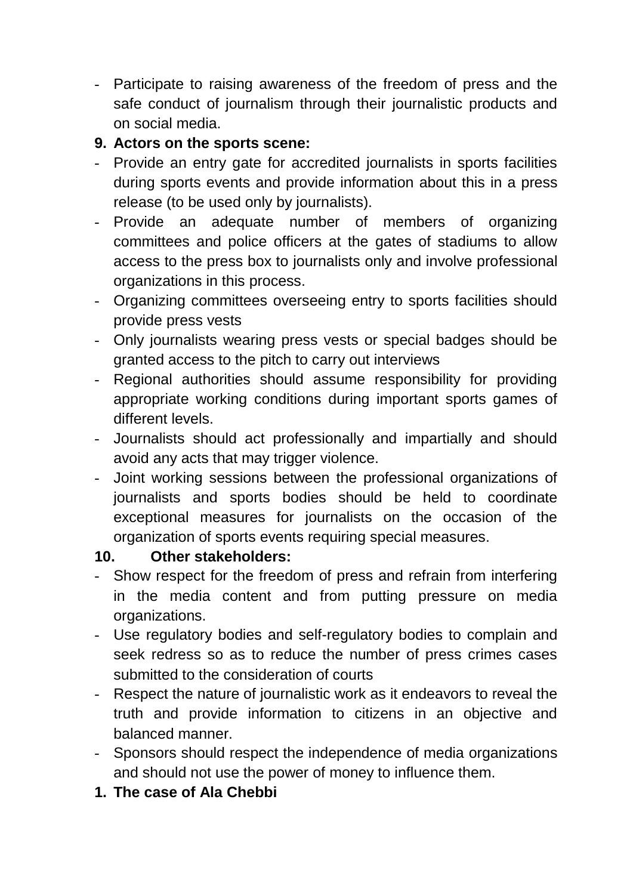- Participate to raising awareness of the freedom of press and the safe conduct of journalism through their journalistic products and on social media.

9. **Actors on the sports scene:**

- Provide an entry gate for accredited journalists in sports facilities during sports events and provide information about this in a press release (to be used only by journalists).
- Provide an adequate number of members of organizing committees and police officers at the gates of stadiums to allow access to the press box to journalists only and involve professional organizations in this process.
- Organizing committees overseeing entry to sports facilities should provide press vests
- Only journalists wearing press vests or special badges should be granted access to the pitch to carry out interviews
- Regional authorities should assume responsibility for providing appropriate working conditions during important sports games of different levels.
- Journalists should act professionally and impartially and should avoid any acts that may trigger violence.
- Joint working sessions between the professional organizations of journalists and sports bodies should be held to coordinate exceptional measures for journalists on the occasion of the organization of sports events requiring special measures.

10. **Other stakeholders:**

- Show respect for the freedom of press and refrain from interfering in the media content and from putting pressure on media organizations.
- Use regulatory bodies and self-regulatory bodies to complain and seek redress so as to reduce the number of press crimes cases submitted to the consideration of courts
- Respect the nature of journalistic work as it endeavors to reveal the truth and provide information to citizens in an objective and balanced manner.
- Sponsors should respect the independence of media organizations and should not use the power of money to influence them.

1. **The case of Ala Chebbi**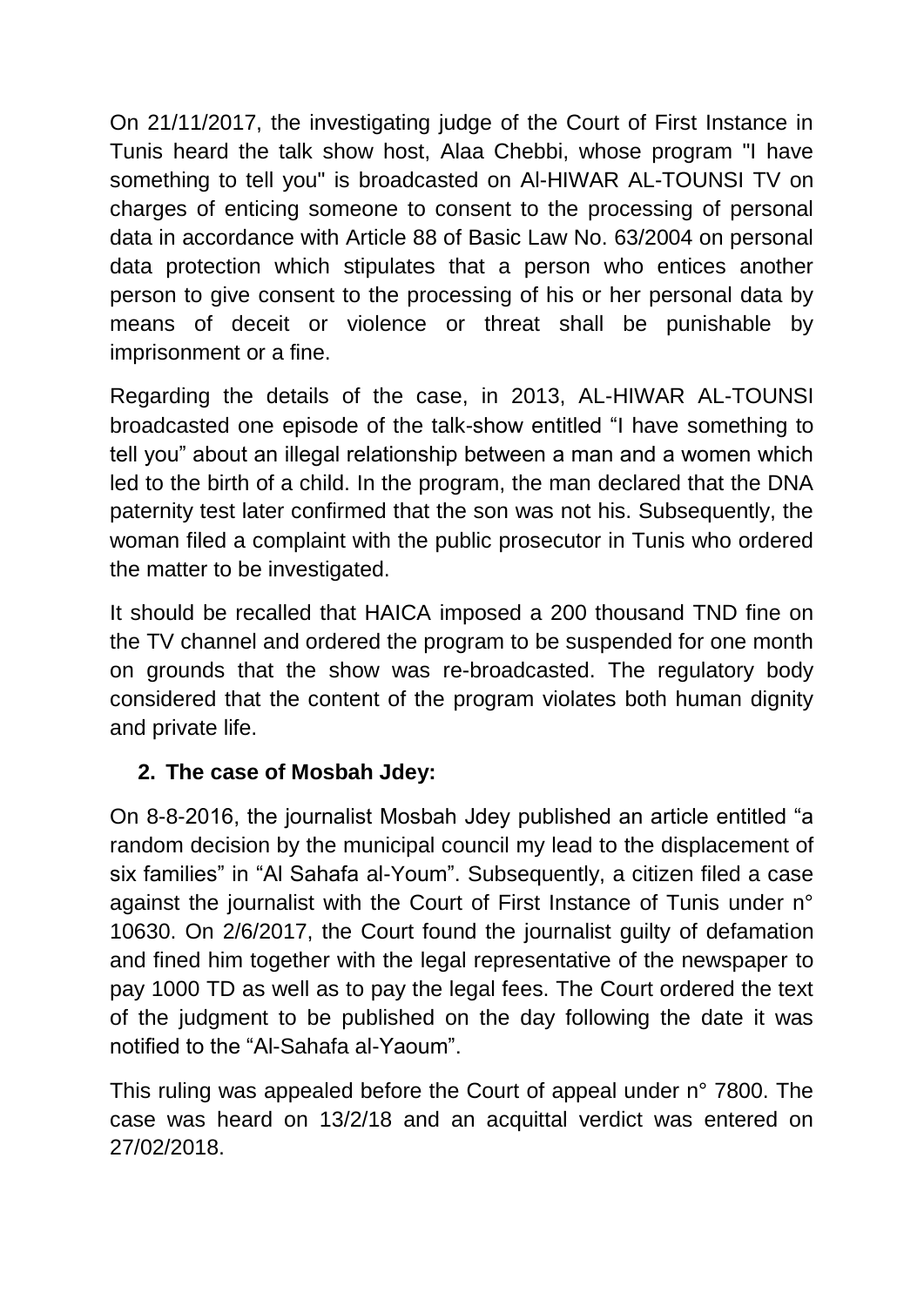On 21/11/2017, the investigating judge of the Court of First Instance in Tunis heard the talk show host, Alaa Chebbi, whose program "I have something to tell you" is broadcasted on Al-HIWAR AL-TOUNSI TV on charges of enticing someone to consent to the processing of personal data in accordance with Article 88 of Basic Law No. 63/2004 on personal data protection which stipulates that a person who entices another person to give consent to the processing of his or her personal data by means of deceit or violence or threat shall be punishable by imprisonment or a fine.

Regarding the details of the case, in 2013, AL-HIWAR AL-TOUNSI broadcasted one episode of the talk-show entitled “I have something to tell you” about an illegal relationship between a man and a women which led to the birth of a child. In the program, the man declared that the DNA paternity test later confirmed that the son was not his. Subsequently, the woman filed a complaint with the public prosecutor in Tunis who ordered the matter to be investigated.

It should be recalled that HAICA imposed a 200 thousand TND fine on the TV channel and ordered the program to be suspended for one month on grounds that the show was re-broadcasted. The regulatory body considered that the content of the program violates both human dignity and private life.

2. **The case of Mosbah Jdey:**

On 8-8-2016, the journalist Mosbah Jdey published an article entitled “a random decision by the municipal council my lead to the displacement of six families” in “Al Sahafa al-Youm”. Subsequently, a citizen filed a case against the journalist with the Court of First Instance of Tunis under n° 10630. On 2/6/2017, the Court found the journalist guilty of defamation and fined him together with the legal representative of the newspaper to pay 1000 TD as well as to pay the legal fees. The Court ordered the text of the judgment to be published on the day following the date it was notified to the “Al-Sahafa al-Yaoum”.

This ruling was appealed before the Court of appeal under n° 7800. The case was heard on 13/2/18 and an acquittal verdict was entered on 27/02/2018.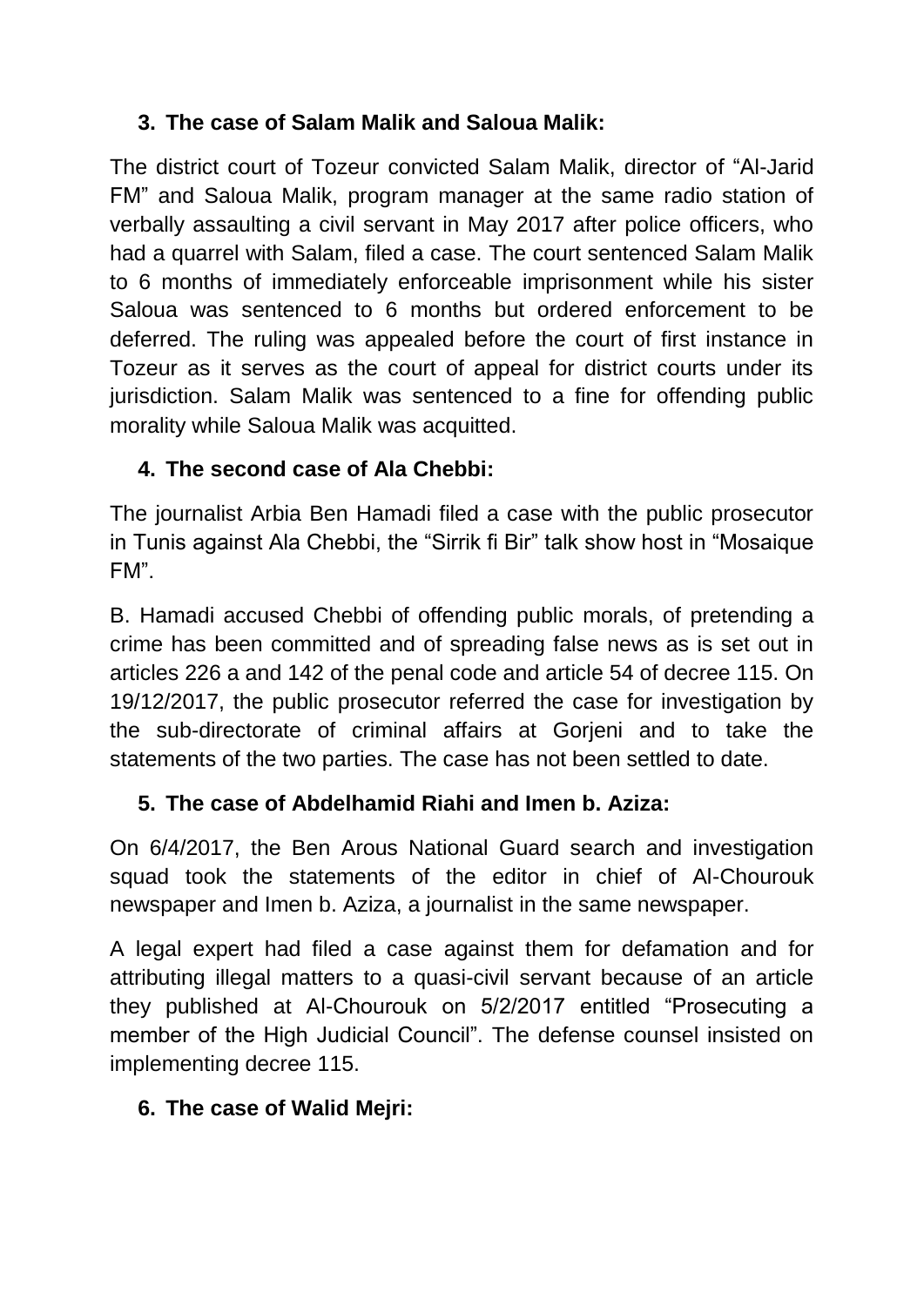### 3. The case of Salam Malik and Saloua Malik:

The district court of Tozeur convicted Salam Malik, director of "Al-Jarid FM" and Saloua Malik, program manager at the same radio station of verbally assaulting a civil servant in May 2017 after police officers, who had a quarrel with Salam, filed a case. The court sentenced Salam Malik to 6 months of immediately enforceable imprisonment while his sister Saloua was sentenced to 6 months but ordered enforcement to be deferred. The ruling was appealed before the court of first instance in Tozeur as it serves as the court of appeal for district courts under its jurisdiction. Salam Malik was sentenced to a fine for offending public morality while Saloua Malik was acquitted.

### 4. The second case of Ala Chebbi:

The journalist Arbia Ben Hamadi filed a case with the public prosecutor in Tunis against Ala Chebbi, the "Sirrik fi Bir" talk show host in "Mosaique FM".

B. Hamadi accused Chebbi of offending public morals, of pretending a crime has been committed and of spreading false news as is set out in articles 226 a and 142 of the penal code and article 54 of decree 115. On 19/12/2017, the public prosecutor referred the case for investigation by the sub-directorate of criminal affairs at Gorjeni and to take the statements of the two parties. The case has not been settled to date.

### 5. The case of Abdelhamid Riahi and Imen b. Aziza:

On 6/4/2017, the Ben Arous National Guard search and investigation squad took the statements of the editor in chief of Al-Chourouk newspaper and Imen b. Aziza, a journalist in the same newspaper.

A legal expert had filed a case against them for defamation and for attributing illegal matters to a quasi-civil servant because of an article they published at Al-Chourouk on 5/2/2017 entitled "Prosecuting a member of the High Judicial Council". The defense counsel insisted on implementing decree 115.

### 6. The case of Walid Mejri: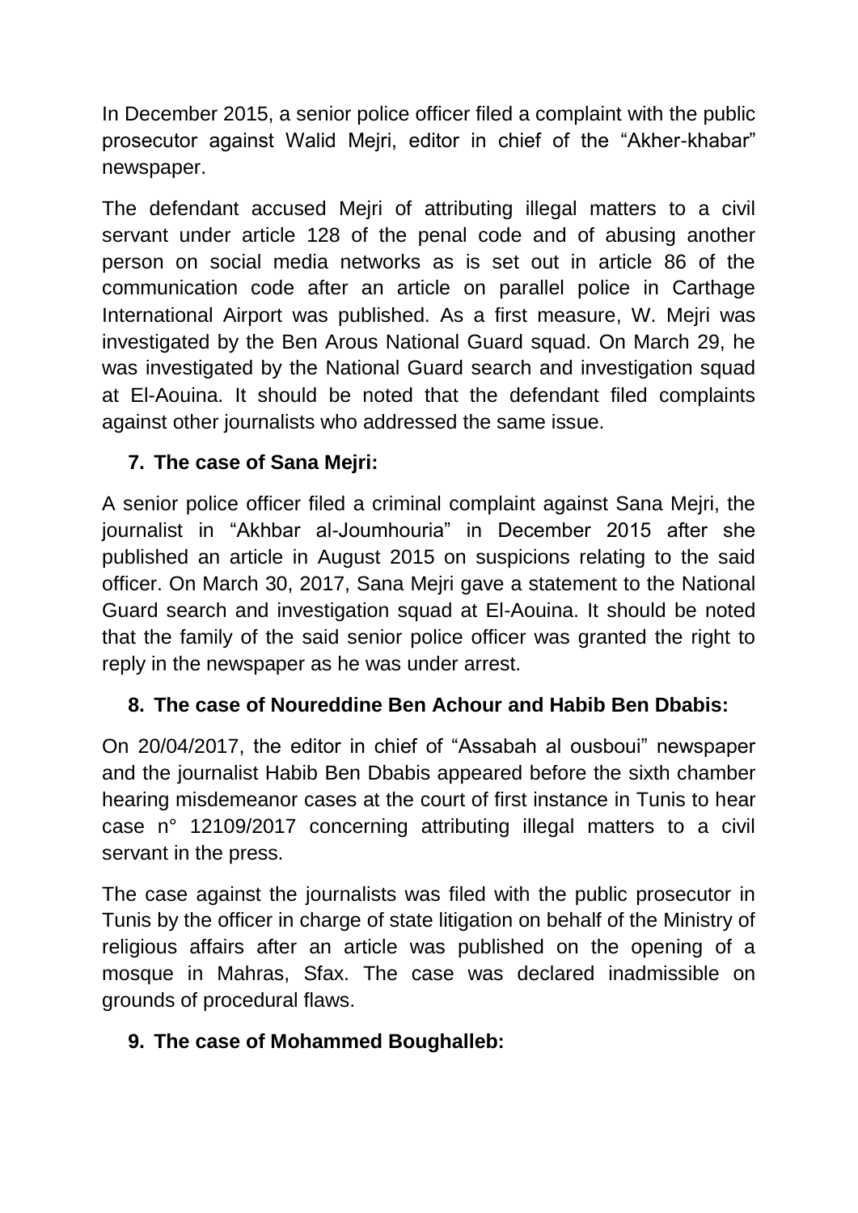In December 2015, a senior police officer filed a complaint with the public prosecutor against Walid Mejri, editor in chief of the “Akher-khabar” newspaper.

The defendant accused Mejri of attributing illegal matters to a civil servant under article 128 of the penal code and of abusing another person on social media networks as is set out in article 86 of the communication code after an article on parallel police in Carthage International Airport was published. As a first measure, W. Mejri was investigated by the Ben Arous National Guard squad. On March 29, he was investigated by the National Guard search and investigation squad at El-Aouina. It should be noted that the defendant filed complaints against other journalists who addressed the same issue.

7. **The case of Sana Mejri:**

A senior police officer filed a criminal complaint against Sana Mejri, the journalist in “Akhbar al-Joumhouria” in December 2015 after she published an article in August 2015 on suspicions relating to the said officer. On March 30, 2017, Sana Mejri gave a statement to the National Guard search and investigation squad at El-Aouina. It should be noted that the family of the said senior police officer was granted the right to reply in the newspaper as he was under arrest.

8. **The case of Noureddine Ben Achour and Habib Ben Dbabis:**

On 20/04/2017, the editor in chief of “Assabah al ousboui” newspaper and the journalist Habib Ben Dbabis appeared before the sixth chamber hearing misdemeanor cases at the court of first instance in Tunis to hear case n° 12109/2017 concerning attributing illegal matters to a civil servant in the press.

The case against the journalists was filed with the public prosecutor in Tunis by the officer in charge of state litigation on behalf of the Ministry of religious affairs after an article was published on the opening of a mosque in Mahras, Sfax. The case was declared inadmissible on grounds of procedural flaws.

9. **The case of Mohammed Boughalleb:**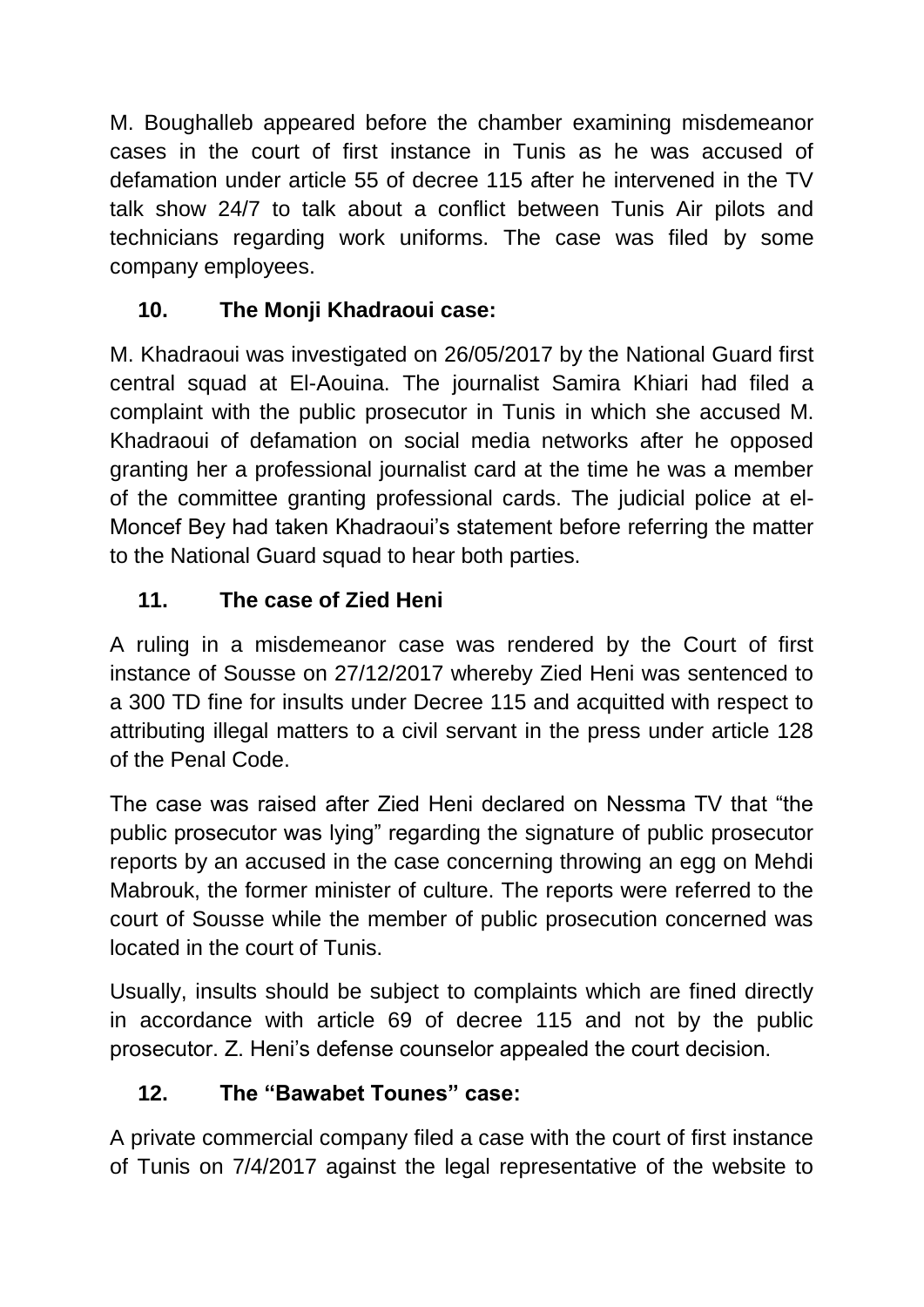M. Boughalleb appeared before the chamber examining misdemeanor cases in the court of first instance in Tunis as he was accused of defamation under article 55 of decree 115 after he intervened in the TV talk show 24/7 to talk about a conflict between Tunis Air pilots and technicians regarding work uniforms. The case was filed by some company employees.

### 10. The Monji Khadraoui case:

M. Khadraoui was investigated on 26/05/2017 by the National Guard first central squad at El-Aouina. The journalist Samira Khiari had filed a complaint with the public prosecutor in Tunis in which she accused M. Khadraoui of defamation on social media networks after he opposed granting her a professional journalist card at the time he was a member of the committee granting professional cards. The judicial police at el-Moncef Bey had taken Khadraoui's statement before referring the matter to the National Guard squad to hear both parties.

### 11. The case of Zied Heni

A ruling in a misdemeanor case was rendered by the Court of first instance of Sousse on 27/12/2017 whereby Zied Heni was sentenced to a 300 TD fine for insults under Decree 115 and acquitted with respect to attributing illegal matters to a civil servant in the press under article 128 of the Penal Code.

The case was raised after Zied Heni declared on Nessma TV that "the public prosecutor was lying" regarding the signature of public prosecutor reports by an accused in the case concerning throwing an egg on Mehdi Mabrouk, the former minister of culture. The reports were referred to the court of Sousse while the member of public prosecution concerned was located in the court of Tunis.

Usually, insults should be subject to complaints which are fined directly in accordance with article 69 of decree 115 and not by the public prosecutor. Z. Heni's defense counselor appealed the court decision.

### 12. The "Bawabet Tounes" case:

A private commercial company filed a case with the court of first instance of Tunis on 7/4/2017 against the legal representative of the website to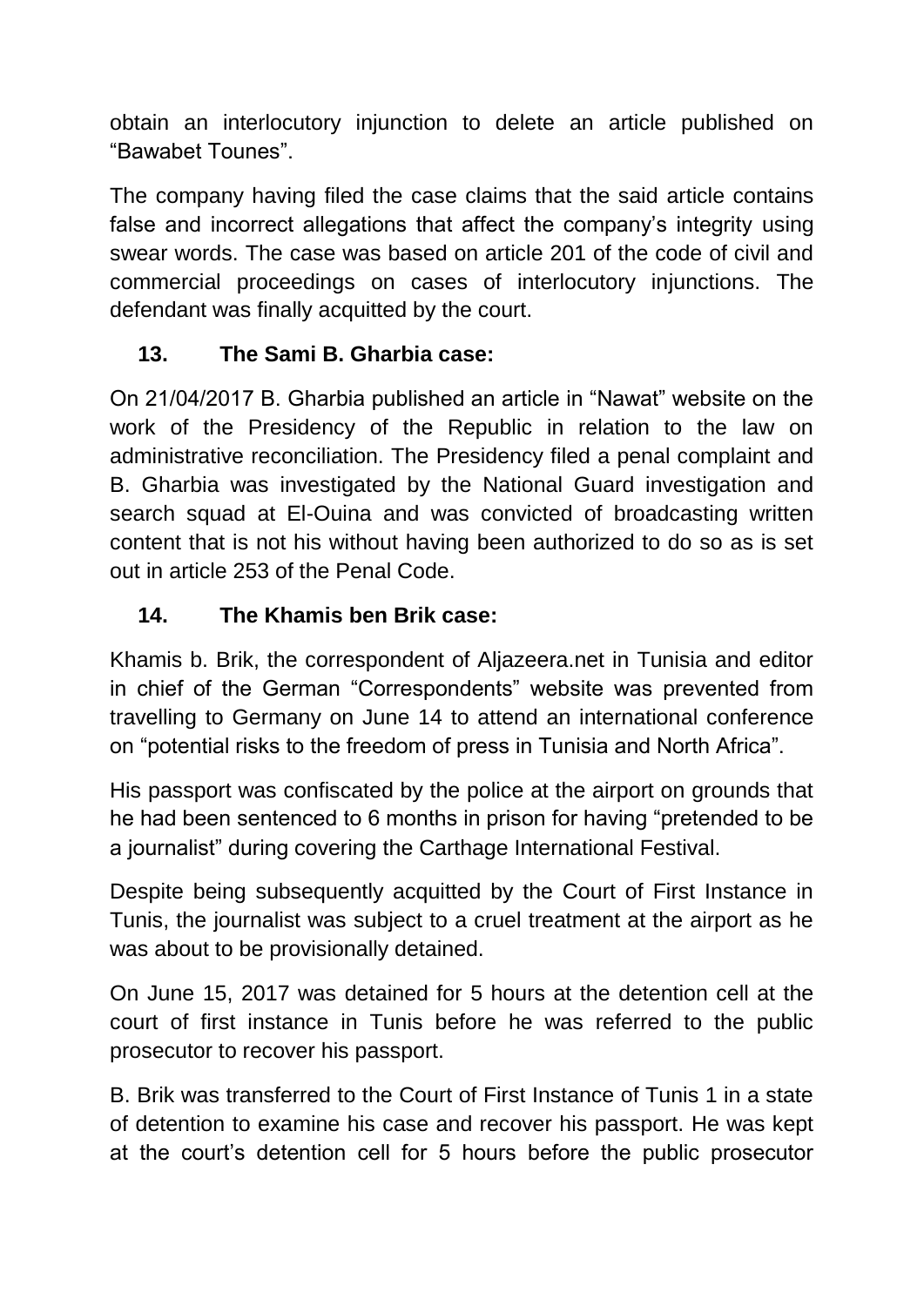obtain an interlocutory injunction to delete an article published on “Bawabet Tounes”.

The company having filed the case claims that the said article contains false and incorrect allegations that affect the company’s integrity using swear words. The case was based on article 201 of the code of civil and commercial proceedings on cases of interlocutory injunctions. The defendant was finally acquitted by the court.

### 13. The Sami B. Gharbia case:

On 21/04/2017 B. Gharbia published an article in “Nawat” website on the work of the Presidency of the Republic in relation to the law on administrative reconciliation. The Presidency filed a penal complaint and B. Gharbia was investigated by the National Guard investigation and search squad at El-Ouina and was convicted of broadcasting written content that is not his without having been authorized to do so as is set out in article 253 of the Penal Code.

### 14. The Khamis ben Brik case:

Khamis b. Brik, the correspondent of Aljazeera.net in Tunisia and editor in chief of the German “Correspondents” website was prevented from travelling to Germany on June 14 to attend an international conference on “potential risks to the freedom of press in Tunisia and North Africa”.

His passport was confiscated by the police at the airport on grounds that he had been sentenced to 6 months in prison for having “pretended to be a journalist” during covering the Carthage International Festival.

Despite being subsequently acquitted by the Court of First Instance in Tunis, the journalist was subject to a cruel treatment at the airport as he was about to be provisionally detained.

On June 15, 2017 was detained for 5 hours at the detention cell at the court of first instance in Tunis before he was referred to the public prosecutor to recover his passport.

B. Brik was transferred to the Court of First Instance of Tunis 1 in a state of detention to examine his case and recover his passport. He was kept at the court’s detention cell for 5 hours before the public prosecutor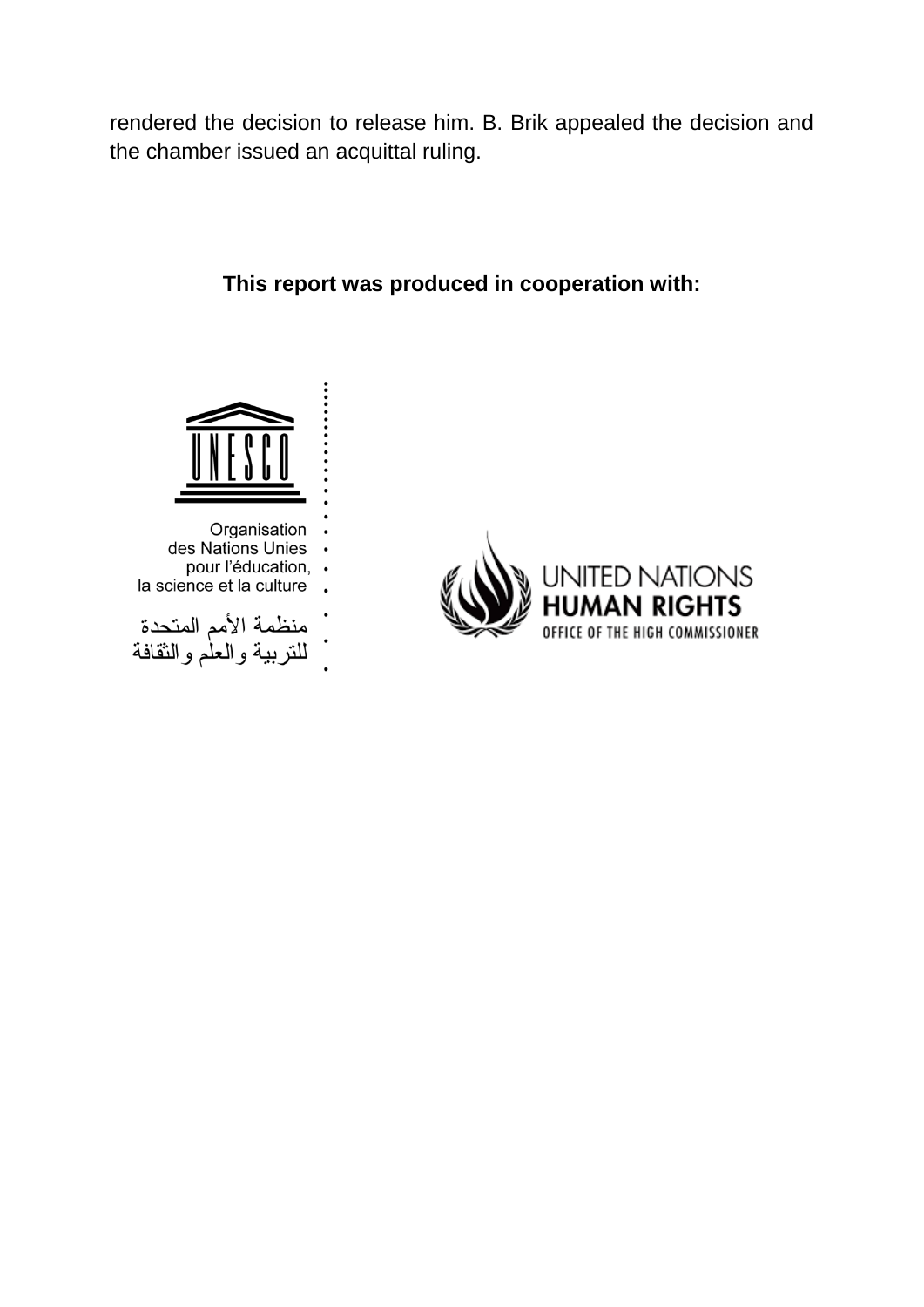rendered the decision to release him. B. Brik appealed the decision and the chamber issued an acquittal ruling.

**This report was produced in cooperation with:**

UNESCO

Organisation
des Nations Unies
pour l'éducation,
la science et la culture

منظمة الأمم المتحدة
للتربية والعلم والثقافة

UNITED NATIONS
HUMAN RIGHTS
OFFICE OF THE HIGH COMMISSIONER